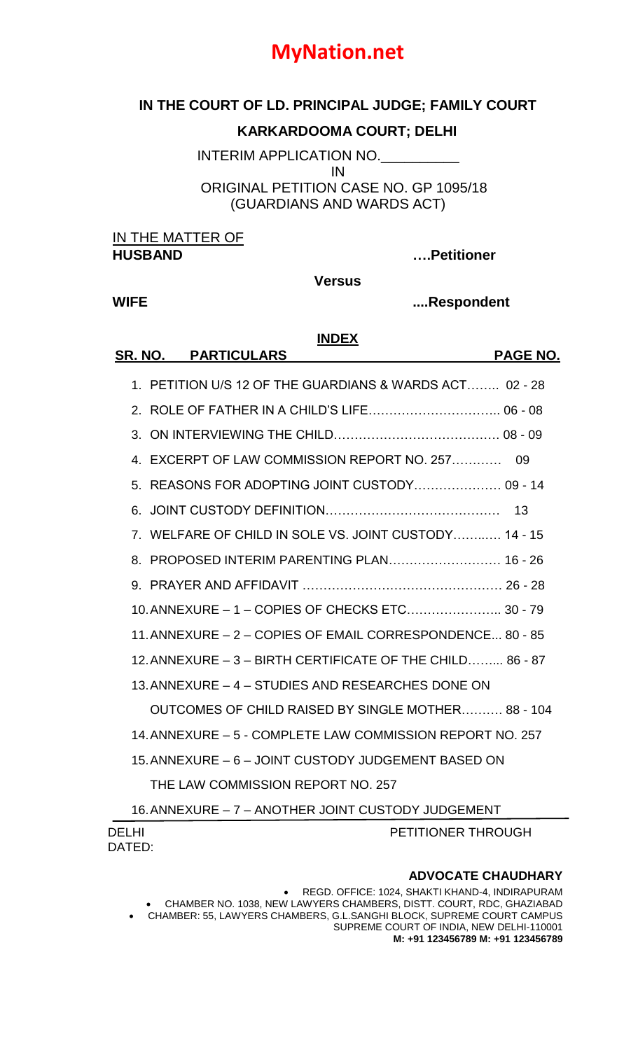# MyNation.net

**IN THE COURT OF LD. PRINCIPAL JUDGE; FAMILY COURT**

**KARKARDOOMA COURT; DELHI**

INTERIM APPLICATION NO.__________

IN

ORIGINAL PETITION CASE NO. GP 1095/18

(GUARDIANS AND WARDS ACT)

IN THE MATTER OF

**HUSBAND** **….Petitioner**

**Versus**

**WIFE** **....Respondent**

**INDEX**

| SR. NO. | PARTICULARS | PAGE NO. |
|---|---|---|
| 1. | PETITION U/S 12 OF THE GUARDIANS & WARDS ACT…….. | 02 - 28 |
| 2. | ROLE OF FATHER IN A CHILD'S LIFE………………………….. | 06 - 08 |
| 3. | ON INTERVIEWING THE CHILD………………………………… | 08 - 09 |
| 4. | EXCERPT OF LAW COMMISSION REPORT NO. 257………… | 09 |
| 5. | REASONS FOR ADOPTING JOINT CUSTODY………………… | 09 - 14 |
| 6. | JOINT CUSTODY DEFINITION…………………………………… | 13 |
| 7. | WELFARE OF CHILD IN SOLE VS. JOINT CUSTODY……..… | 14 - 15 |
| 8. | PROPOSED INTERIM PARENTING PLAN……………………… | 16 - 26 |
| 9. | PRAYER AND AFFIDAVIT ………………………………………… | 26 - 28 |
| 10. | ANNEXURE – 1 – COPIES OF CHECKS ETC………………….. | 30 - 79 |
| 11. | ANNEXURE – 2 – COPIES OF EMAIL CORRESPONDENCE... | 80 - 85 |
| 12. | ANNEXURE – 3 – BIRTH CERTIFICATE OF THE CHILD…….... | 86 - 87 |
| 13. | ANNEXURE – 4 – STUDIES AND RESEARCHES DONE ON OUTCOMES OF CHILD RAISED BY SINGLE MOTHER………. | 88 - 104 |
| 14. | ANNEXURE – 5 - COMPLETE LAW COMMISSION REPORT NO. 257 | |
| 15. | ANNEXURE – 6 – JOINT CUSTODY JUDGEMENT BASED ON THE LAW COMMISSION REPORT NO. 257 | |
| 16. | ANNEXURE – 7 – ANOTHER JOINT CUSTODY JUDGEMENT | |

DELHI

DATED:

PETITIONER THROUGH

**ADVOCATE CHAUDHARY**

- REGD. OFFICE: 1024, SHAKTI KHAND-4, INDIRAPURAM
- CHAMBER NO. 1038, NEW LAWYERS CHAMBERS, DISTT. COURT, RDC, GHAZIABAD
- CHAMBER: 55, LAWYERS CHAMBERS, G.L.SANGHI BLOCK, SUPREME COURT CAMPUS

SUPREME COURT OF INDIA, NEW DELHI-110001

**M: +91 123456789 M: +91 123456789**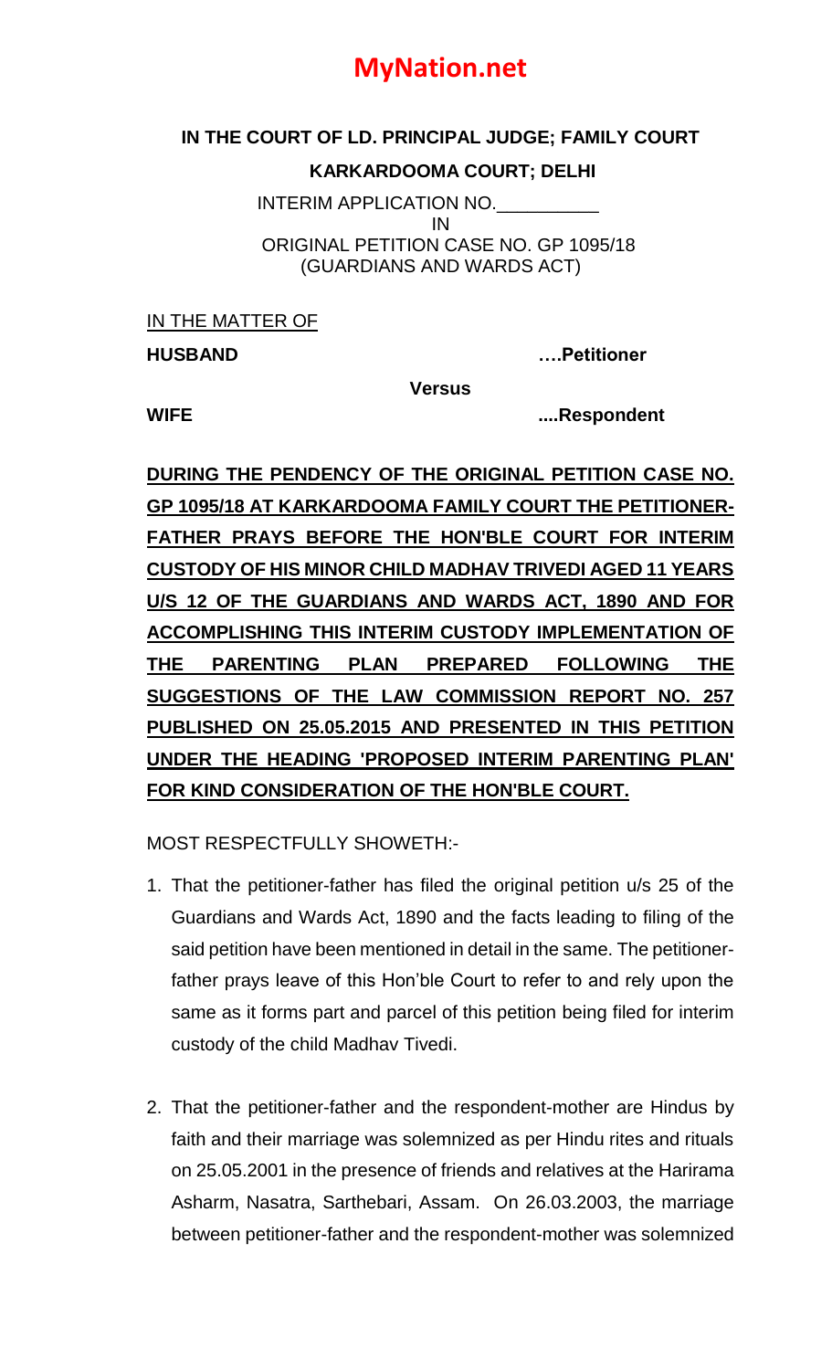**IN THE COURT OF LD. PRINCIPAL JUDGE; FAMILY COURT**

**KARKARDOOMA COURT; DELHI**

INTERIM APPLICATION NO.__________
IN
ORIGINAL PETITION CASE NO. GP 1095/18
(GUARDIANS AND WARDS ACT)

IN THE MATTER OF

**HUSBAND** ….**Petitioner**

**Versus**

**WIFE** ....**Respondent**

**DURING THE PENDENCY OF THE ORIGINAL PETITION CASE NO. GP 1095/18 AT KARKARDOOMA FAMILY COURT THE PETITIONER-FATHER PRAYS BEFORE THE HON'BLE COURT FOR INTERIM CUSTODY OF HIS MINOR CHILD MADHAV TRIVEDI AGED 11 YEARS U/S 12 OF THE GUARDIANS AND WARDS ACT, 1890 AND FOR ACCOMPLISHING THIS INTERIM CUSTODY IMPLEMENTATION OF THE PARENTING PLAN PREPARED FOLLOWING THE SUGGESTIONS OF THE LAW COMMISSION REPORT NO. 257 PUBLISHED ON 25.05.2015 AND PRESENTED IN THIS PETITION UNDER THE HEADING 'PROPOSED INTERIM PARENTING PLAN' FOR KIND CONSIDERATION OF THE HON'BLE COURT.**

MOST RESPECTFULLY SHOWETH:-

1. That the petitioner-father has filed the original petition u/s 25 of the Guardians and Wards Act, 1890 and the facts leading to filing of the said petition have been mentioned in detail in the same. The petitioner-father prays leave of this Hon'ble Court to refer to and rely upon the same as it forms part and parcel of this petition being filed for interim custody of the child Madhav Tivedi.

2. That the petitioner-father and the respondent-mother are Hindus by faith and their marriage was solemnized as per Hindu rites and rituals on 25.05.2001 in the presence of friends and relatives at the Harirama Asharm, Nasatra, Sarthebari, Assam. On 26.03.2003, the marriage between petitioner-father and the respondent-mother was solemnized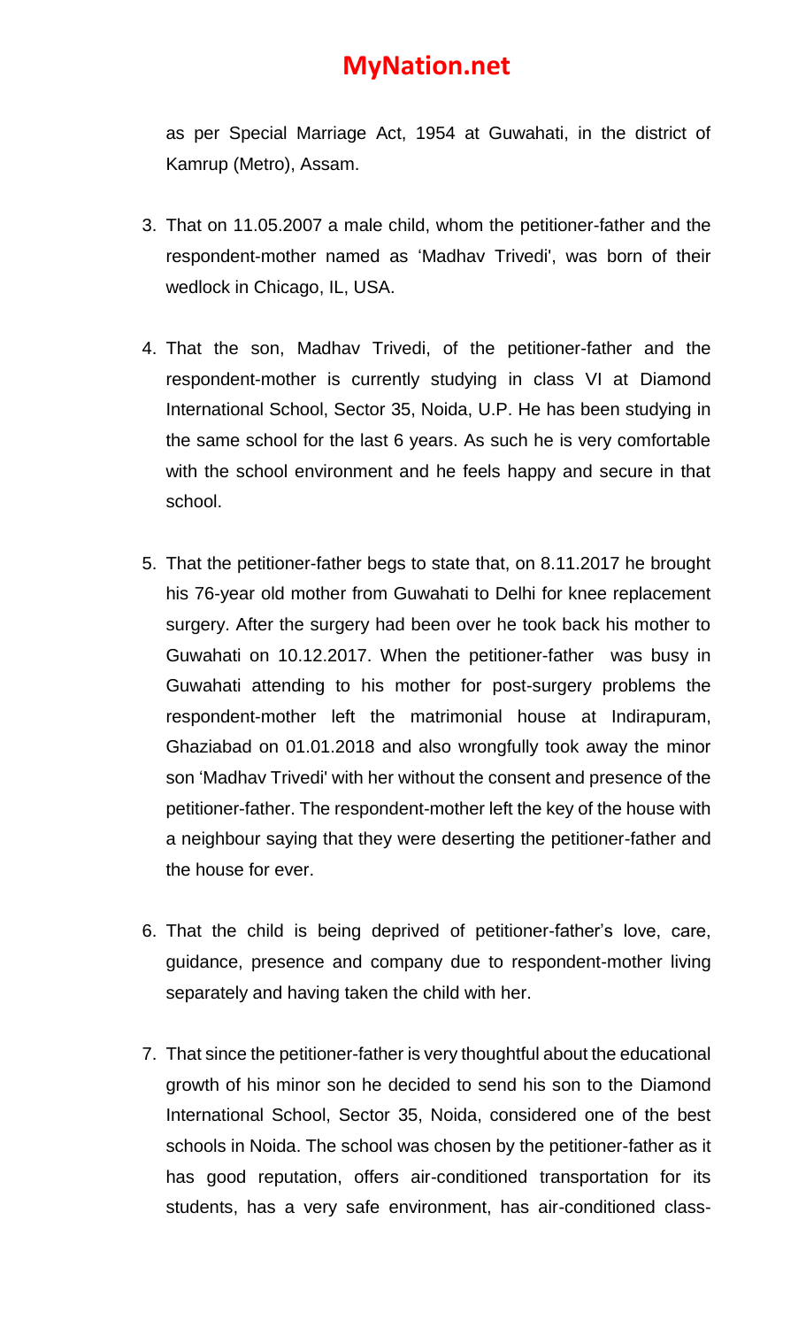as per Special Marriage Act, 1954 at Guwahati, in the district of Kamrup (Metro), Assam.

3. That on 11.05.2007 a male child, whom the petitioner-father and the respondent-mother named as 'Madhav Trivedi', was born of their wedlock in Chicago, IL, USA.

4. That the son, Madhav Trivedi, of the petitioner-father and the respondent-mother is currently studying in class VI at Diamond International School, Sector 35, Noida, U.P. He has been studying in the same school for the last 6 years. As such he is very comfortable with the school environment and he feels happy and secure in that school.

5. That the petitioner-father begs to state that, on 8.11.2017 he brought his 76-year old mother from Guwahati to Delhi for knee replacement surgery. After the surgery had been over he took back his mother to Guwahati on 10.12.2017. When the petitioner-father was busy in Guwahati attending to his mother for post-surgery problems the respondent-mother left the matrimonial house at Indirapuram, Ghaziabad on 01.01.2018 and also wrongfully took away the minor son 'Madhav Trivedi' with her without the consent and presence of the petitioner-father. The respondent-mother left the key of the house with a neighbour saying that they were deserting the petitioner-father and the house for ever.

6. That the child is being deprived of petitioner-father's love, care, guidance, presence and company due to respondent-mother living separately and having taken the child with her.

7. That since the petitioner-father is very thoughtful about the educational growth of his minor son he decided to send his son to the Diamond International School, Sector 35, Noida, considered one of the best schools in Noida. The school was chosen by the petitioner-father as it has good reputation, offers air-conditioned transportation for its students, has a very safe environment, has air-conditioned class-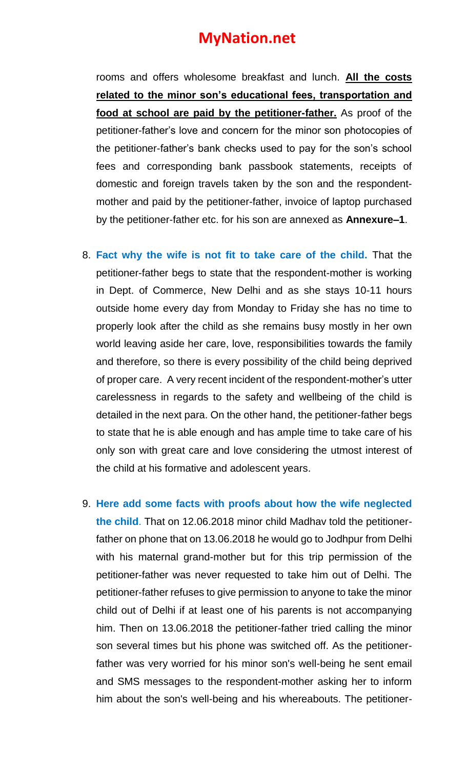rooms and offers wholesome breakfast and lunch. **All the costs related to the minor son's educational fees, transportation and food at school are paid by the petitioner-father.** As proof of the petitioner-father's love and concern for the minor son photocopies of the petitioner-father's bank checks used to pay for the son's school fees and corresponding bank passbook statements, receipts of domestic and foreign travels taken by the son and the respondent-mother and paid by the petitioner-father, invoice of laptop purchased by the petitioner-father etc. for his son are annexed as **Annexure–1**.

8. **Fact why the wife is not fit to take care of the child.** That the petitioner-father begs to state that the respondent-mother is working in Dept. of Commerce, New Delhi and as she stays 10-11 hours outside home every day from Monday to Friday she has no time to properly look after the child as she remains busy mostly in her own world leaving aside her care, love, responsibilities towards the family and therefore, so there is every possibility of the child being deprived of proper care. A very recent incident of the respondent-mother's utter carelessness in regards to the safety and wellbeing of the child is detailed in the next para. On the other hand, the petitioner-father begs to state that he is able enough and has ample time to take care of his only son with great care and love considering the utmost interest of the child at his formative and adolescent years.

9. **Here add some facts with proofs about how the wife neglected the child**. That on 12.06.2018 minor child Madhav told the petitioner-father on phone that on 13.06.2018 he would go to Jodhpur from Delhi with his maternal grand-mother but for this trip permission of the petitioner-father was never requested to take him out of Delhi. The petitioner-father refuses to give permission to anyone to take the minor child out of Delhi if at least one of his parents is not accompanying him. Then on 13.06.2018 the petitioner-father tried calling the minor son several times but his phone was switched off. As the petitioner-father was very worried for his minor son's well-being he sent email and SMS messages to the respondent-mother asking her to inform him about the son's well-being and his whereabouts. The petitioner-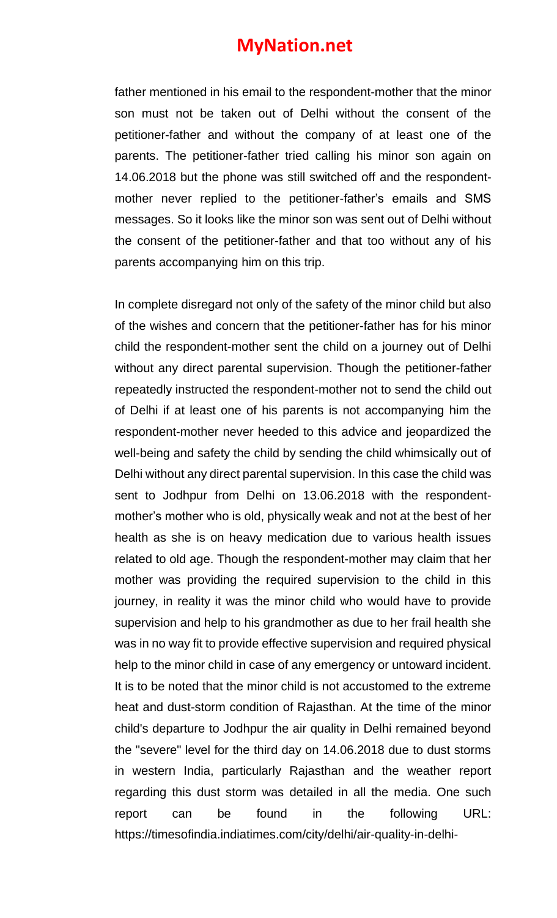father mentioned in his email to the respondent-mother that the minor son must not be taken out of Delhi without the consent of the petitioner-father and without the company of at least one of the parents. The petitioner-father tried calling his minor son again on 14.06.2018 but the phone was still switched off and the respondent-mother never replied to the petitioner-father's emails and SMS messages. So it looks like the minor son was sent out of Delhi without the consent of the petitioner-father and that too without any of his parents accompanying him on this trip.

In complete disregard not only of the safety of the minor child but also of the wishes and concern that the petitioner-father has for his minor child the respondent-mother sent the child on a journey out of Delhi without any direct parental supervision. Though the petitioner-father repeatedly instructed the respondent-mother not to send the child out of Delhi if at least one of his parents is not accompanying him the respondent-mother never heeded to this advice and jeopardized the well-being and safety the child by sending the child whimsically out of Delhi without any direct parental supervision. In this case the child was sent to Jodhpur from Delhi on 13.06.2018 with the respondent-mother's mother who is old, physically weak and not at the best of her health as she is on heavy medication due to various health issues related to old age. Though the respondent-mother may claim that her mother was providing the required supervision to the child in this journey, in reality it was the minor child who would have to provide supervision and help to his grandmother as due to her frail health she was in no way fit to provide effective supervision and required physical help to the minor child in case of any emergency or untoward incident. It is to be noted that the minor child is not accustomed to the extreme heat and dust-storm condition of Rajasthan. At the time of the minor child's departure to Jodhpur the air quality in Delhi remained beyond the "severe" level for the third day on 14.06.2018 due to dust storms in western India, particularly Rajasthan and the weather report regarding this dust storm was detailed in all the media. One such report can be found in the following URL: https://timesofindia.indiatimes.com/city/delhi/air-quality-in-delhi-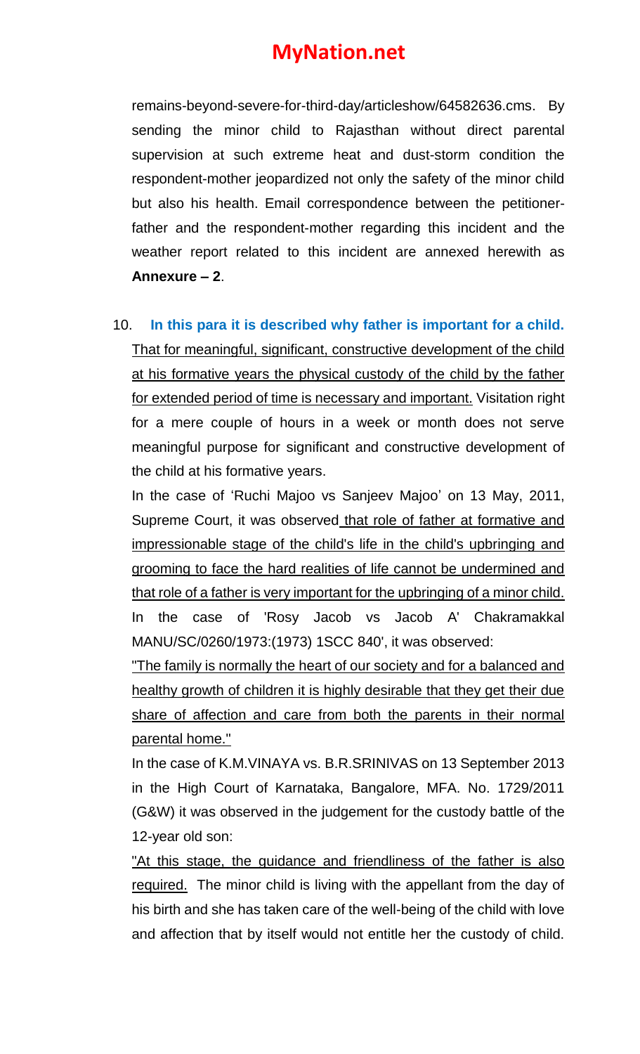remains-beyond-severe-for-third-day/articleshow/64582636.cms. By sending the minor child to Rajasthan without direct parental supervision at such extreme heat and dust-storm condition the respondent-mother jeopardized not only the safety of the minor child but also his health. Email correspondence between the petitioner-father and the respondent-mother regarding this incident and the weather report related to this incident are annexed herewith as **Annexure – 2**.

10. **In this para it is described why father is important for a child.** That for meaningful, significant, constructive development of the child at his formative years the physical custody of the child by the father for extended period of time is necessary and important. Visitation right for a mere couple of hours in a week or month does not serve meaningful purpose for significant and constructive development of the child at his formative years.

In the case of 'Ruchi Majoo vs Sanjeev Majoo' on 13 May, 2011, Supreme Court, it was observed that role of father at formative and impressionable stage of the child's life in the child's upbringing and grooming to face the hard realities of life cannot be undermined and that role of a father is very important for the upbringing of a minor child.

In the case of 'Rosy Jacob vs Jacob A' Chakramakkal MANU/SC/0260/1973:(1973) 1SCC 840', it was observed:

"The family is normally the heart of our society and for a balanced and healthy growth of children it is highly desirable that they get their due share of affection and care from both the parents in their normal parental home."

In the case of K.M.VINAYA vs. B.R.SRINIVAS on 13 September 2013 in the High Court of Karnataka, Bangalore, MFA. No. 1729/2011 (G&W) it was observed in the judgement for the custody battle of the 12-year old son:

"At this stage, the guidance and friendliness of the father is also required. The minor child is living with the appellant from the day of his birth and she has taken care of the well-being of the child with love and affection that by itself would not entitle her the custody of child.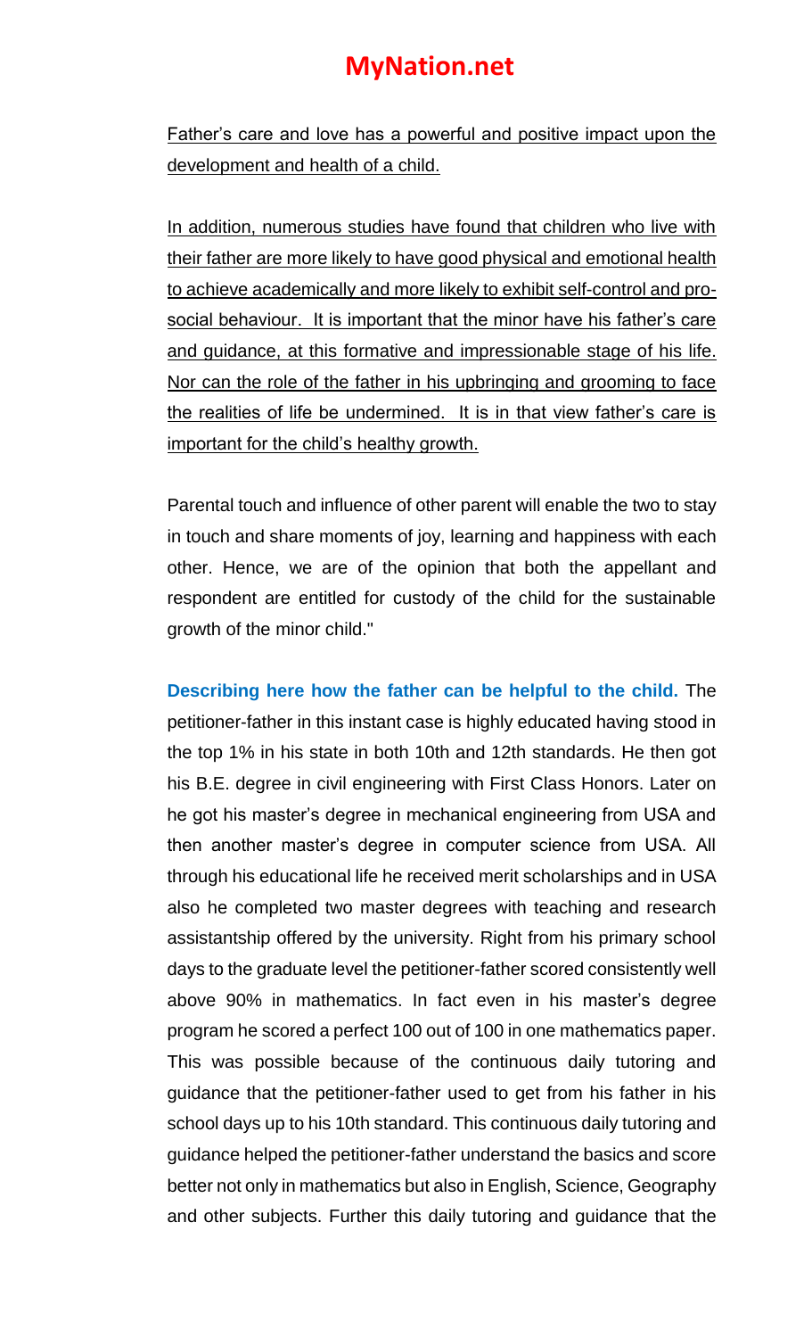<u>Father's care and love has a powerful and positive impact upon the development and health of a child.</u>

<u>In addition, numerous studies have found that children who live with their father are more likely to have good physical and emotional health to achieve academically and more likely to exhibit self-control and pro-social behaviour. It is important that the minor have his father's care and guidance, at this formative and impressionable stage of his life. Nor can the role of the father in his upbringing and grooming to face the realities of life be undermined. It is in that view father's care is important for the child's healthy growth.</u>

Parental touch and influence of other parent will enable the two to stay in touch and share moments of joy, learning and happiness with each other. Hence, we are of the opinion that both the appellant and respondent are entitled for custody of the child for the sustainable growth of the minor child."

**Describing here how the father can be helpful to the child.** The petitioner-father in this instant case is highly educated having stood in the top 1% in his state in both 10th and 12th standards. He then got his B.E. degree in civil engineering with First Class Honors. Later on he got his master's degree in mechanical engineering from USA and then another master's degree in computer science from USA. All through his educational life he received merit scholarships and in USA also he completed two master degrees with teaching and research assistantship offered by the university. Right from his primary school days to the graduate level the petitioner-father scored consistently well above 90% in mathematics. In fact even in his master's degree program he scored a perfect 100 out of 100 in one mathematics paper. This was possible because of the continuous daily tutoring and guidance that the petitioner-father used to get from his father in his school days up to his 10th standard. This continuous daily tutoring and guidance helped the petitioner-father understand the basics and score better not only in mathematics but also in English, Science, Geography and other subjects. Further this daily tutoring and guidance that the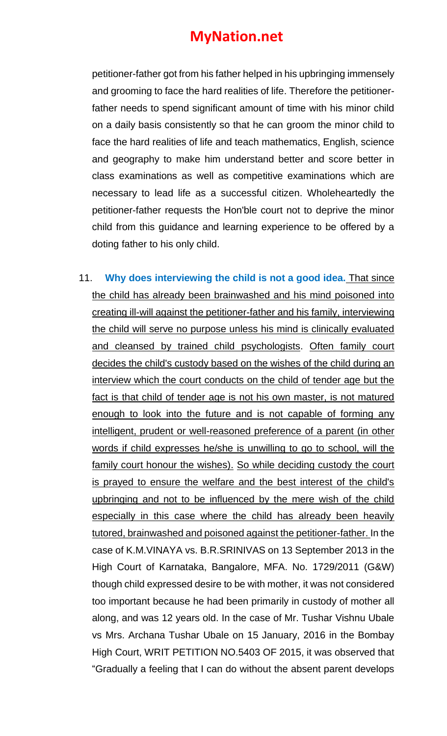petitioner-father got from his father helped in his upbringing immensely and grooming to face the hard realities of life. Therefore the petitioner-father needs to spend significant amount of time with his minor child on a daily basis consistently so that he can groom the minor child to face the hard realities of life and teach mathematics, English, science and geography to make him understand better and score better in class examinations as well as competitive examinations which are necessary to lead life as a successful citizen. Wholeheartedly the petitioner-father requests the Hon'ble court not to deprive the minor child from this guidance and learning experience to be offered by a doting father to his only child.

11. **Why does interviewing the child is not a good idea.** That since the child has already been brainwashed and his mind poisoned into creating ill-will against the petitioner-father and his family, interviewing the child will serve no purpose unless his mind is clinically evaluated and cleansed by trained child psychologists. Often family court decides the child's custody based on the wishes of the child during an interview which the court conducts on the child of tender age but the fact is that child of tender age is not his own master, is not matured enough to look into the future and is not capable of forming any intelligent, prudent or well-reasoned preference of a parent (in other words if child expresses he/she is unwilling to go to school, will the family court honour the wishes). So while deciding custody the court is prayed to ensure the welfare and the best interest of the child's upbringing and not to be influenced by the mere wish of the child especially in this case where the child has already been heavily tutored, brainwashed and poisoned against the petitioner-father. In the case of K.M.VINAYA vs. B.R.SRINIVAS on 13 September 2013 in the High Court of Karnataka, Bangalore, MFA. No. 1729/2011 (G&W) though child expressed desire to be with mother, it was not considered too important because he had been primarily in custody of mother all along, and was 12 years old. In the case of Mr. Tushar Vishnu Ubale vs Mrs. Archana Tushar Ubale on 15 January, 2016 in the Bombay High Court, WRIT PETITION NO.5403 OF 2015, it was observed that "Gradually a feeling that I can do without the absent parent develops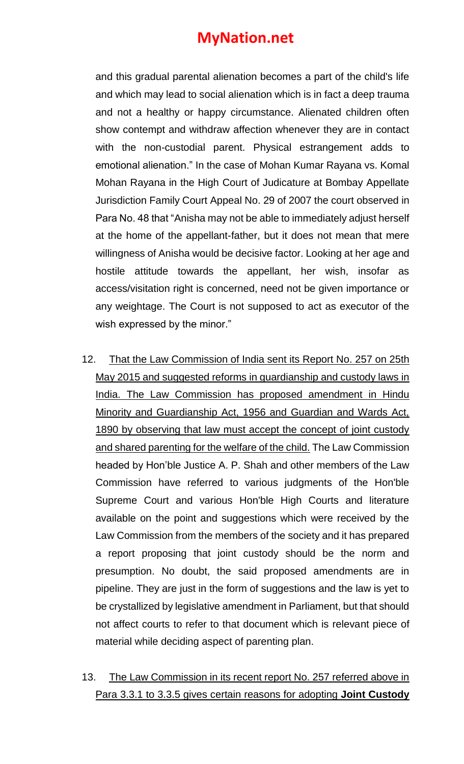and this gradual parental alienation becomes a part of the child's life and which may lead to social alienation which is in fact a deep trauma and not a healthy or happy circumstance. Alienated children often show contempt and withdraw affection whenever they are in contact with the non-custodial parent. Physical estrangement adds to emotional alienation." In the case of Mohan Kumar Rayana vs. Komal Mohan Rayana in the High Court of Judicature at Bombay Appellate Jurisdiction Family Court Appeal No. 29 of 2007 the court observed in Para No. 48 that "Anisha may not be able to immediately adjust herself at the home of the appellant-father, but it does not mean that mere willingness of Anisha would be decisive factor. Looking at her age and hostile attitude towards the appellant, her wish, insofar as access/visitation right is concerned, need not be given importance or any weightage. The Court is not supposed to act as executor of the wish expressed by the minor."

12. <u>That the Law Commission of India sent its Report No. 257 on 25th May 2015 and suggested reforms in guardianship and custody laws in India. The Law Commission has proposed amendment in Hindu Minority and Guardianship Act, 1956 and Guardian and Wards Act, 1890 by observing that law must accept the concept of joint custody and shared parenting for the welfare of the child.</u> The Law Commission headed by Hon'ble Justice A. P. Shah and other members of the Law Commission have referred to various judgments of the Hon'ble Supreme Court and various Hon'ble High Courts and literature available on the point and suggestions which were received by the Law Commission from the members of the society and it has prepared a report proposing that joint custody should be the norm and presumption. No doubt, the said proposed amendments are in pipeline. They are just in the form of suggestions and the law is yet to be crystallized by legislative amendment in Parliament, but that should not affect courts to refer to that document which is relevant piece of material while deciding aspect of parenting plan.

13. <u>The Law Commission in its recent report No. 257 referred above in Para 3.3.1 to 3.3.5 gives certain reasons for adopting **Joint Custody**</u>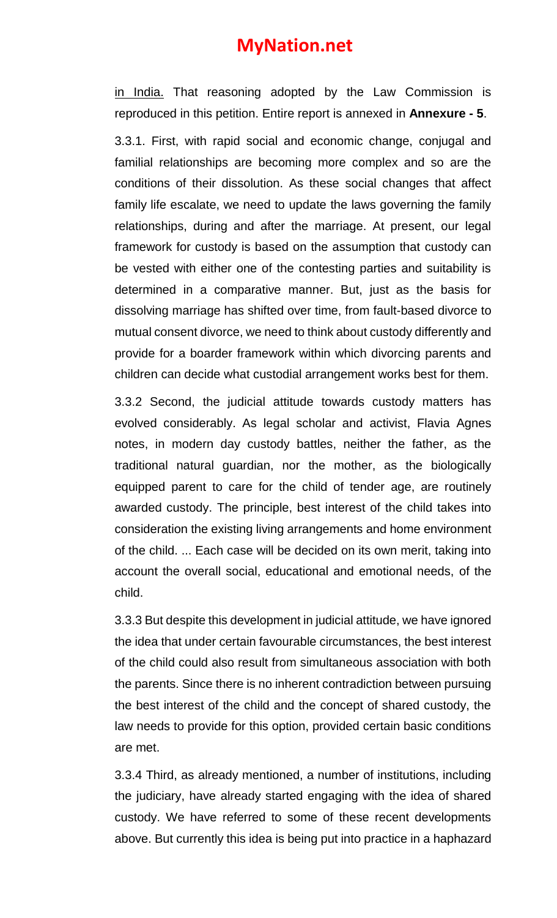in India. That reasoning adopted by the Law Commission is reproduced in this petition. Entire report is annexed in **Annexure - 5**.

3.3.1. First, with rapid social and economic change, conjugal and familial relationships are becoming more complex and so are the conditions of their dissolution. As these social changes that affect family life escalate, we need to update the laws governing the family relationships, during and after the marriage. At present, our legal framework for custody is based on the assumption that custody can be vested with either one of the contesting parties and suitability is determined in a comparative manner. But, just as the basis for dissolving marriage has shifted over time, from fault-based divorce to mutual consent divorce, we need to think about custody differently and provide for a boarder framework within which divorcing parents and children can decide what custodial arrangement works best for them.

3.3.2 Second, the judicial attitude towards custody matters has evolved considerably. As legal scholar and activist, Flavia Agnes notes, in modern day custody battles, neither the father, as the traditional natural guardian, nor the mother, as the biologically equipped parent to care for the child of tender age, are routinely awarded custody. The principle, best interest of the child takes into consideration the existing living arrangements and home environment of the child. ... Each case will be decided on its own merit, taking into account the overall social, educational and emotional needs, of the child.

3.3.3 But despite this development in judicial attitude, we have ignored the idea that under certain favourable circumstances, the best interest of the child could also result from simultaneous association with both the parents. Since there is no inherent contradiction between pursuing the best interest of the child and the concept of shared custody, the law needs to provide for this option, provided certain basic conditions are met.

3.3.4 Third, as already mentioned, a number of institutions, including the judiciary, have already started engaging with the idea of shared custody. We have referred to some of these recent developments above. But currently this idea is being put into practice in a haphazard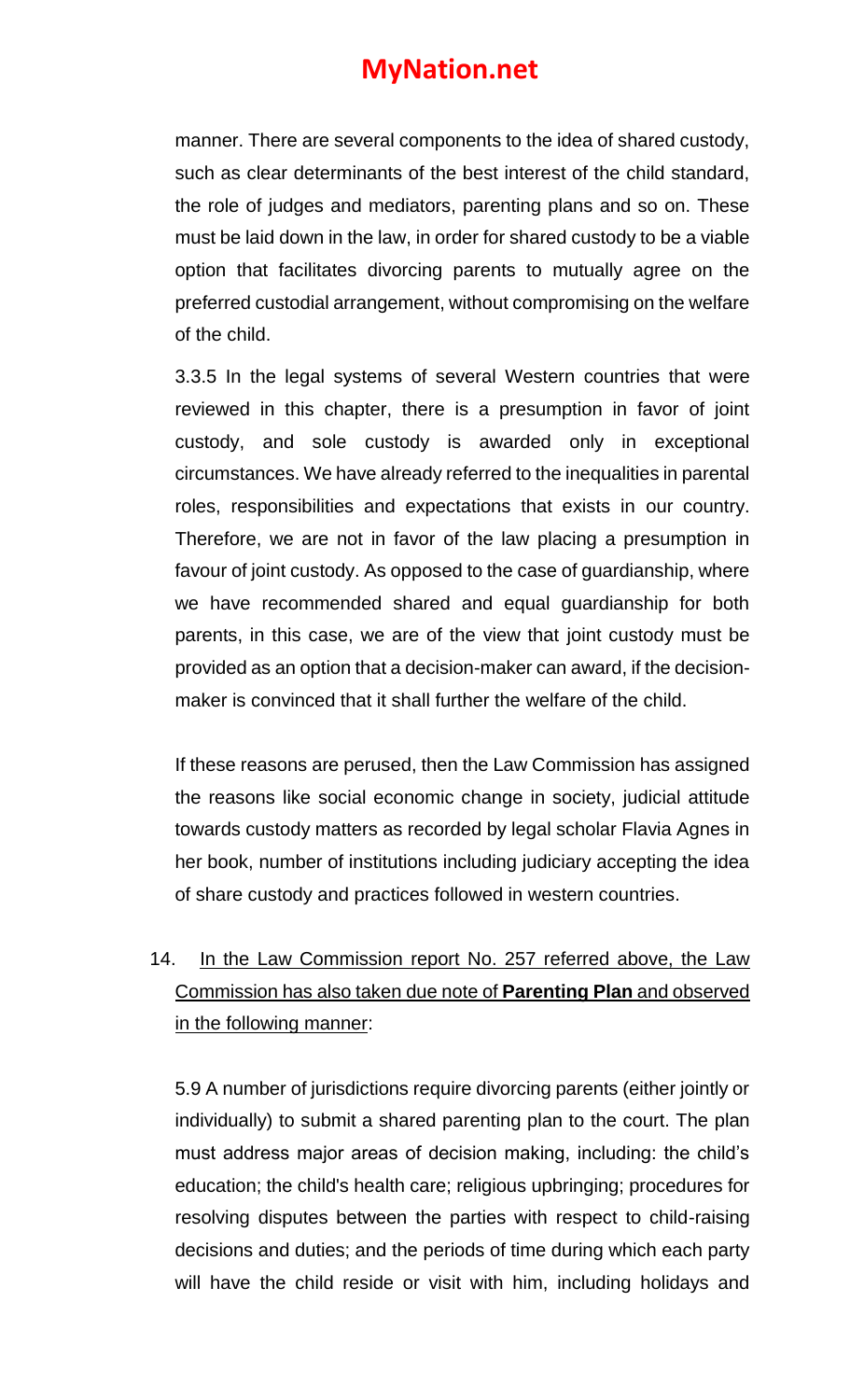manner. There are several components to the idea of shared custody, such as clear determinants of the best interest of the child standard, the role of judges and mediators, parenting plans and so on. These must be laid down in the law, in order for shared custody to be a viable option that facilitates divorcing parents to mutually agree on the preferred custodial arrangement, without compromising on the welfare of the child.

3.3.5 In the legal systems of several Western countries that were reviewed in this chapter, there is a presumption in favor of joint custody, and sole custody is awarded only in exceptional circumstances. We have already referred to the inequalities in parental roles, responsibilities and expectations that exists in our country. Therefore, we are not in favor of the law placing a presumption in favour of joint custody. As opposed to the case of guardianship, where we have recommended shared and equal guardianship for both parents, in this case, we are of the view that joint custody must be provided as an option that a decision-maker can award, if the decision-maker is convinced that it shall further the welfare of the child.

If these reasons are perused, then the Law Commission has assigned the reasons like social economic change in society, judicial attitude towards custody matters as recorded by legal scholar Flavia Agnes in her book, number of institutions including judiciary accepting the idea of share custody and practices followed in western countries.

14. In the Law Commission report No. 257 referred above, the Law Commission has also taken due note of **Parenting Plan** and observed in the following manner:

5.9 A number of jurisdictions require divorcing parents (either jointly or individually) to submit a shared parenting plan to the court. The plan must address major areas of decision making, including: the child's education; the child's health care; religious upbringing; procedures for resolving disputes between the parties with respect to child-raising decisions and duties; and the periods of time during which each party will have the child reside or visit with him, including holidays and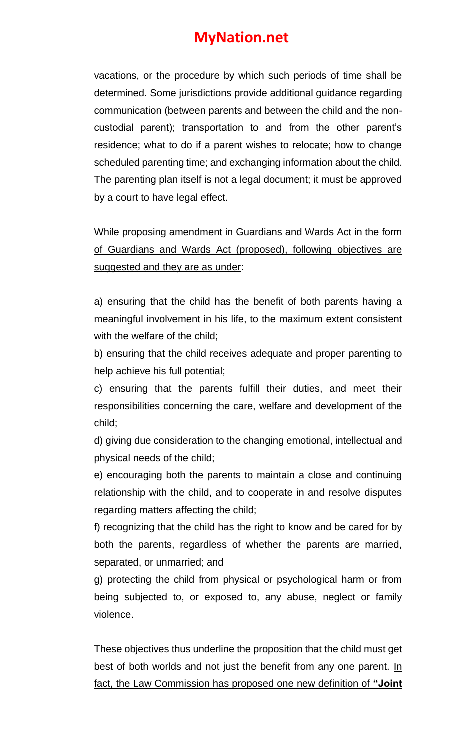vacations, or the procedure by which such periods of time shall be determined. Some jurisdictions provide additional guidance regarding communication (between parents and between the child and the non-custodial parent); transportation to and from the other parent's residence; what to do if a parent wishes to relocate; how to change scheduled parenting time; and exchanging information about the child. The parenting plan itself is not a legal document; it must be approved by a court to have legal effect.

<u>While proposing amendment in Guardians and Wards Act in the form of Guardians and Wards Act (proposed), following objectives are suggested and they are as under</u>:

a) ensuring that the child has the benefit of both parents having a meaningful involvement in his life, to the maximum extent consistent with the welfare of the child;

b) ensuring that the child receives adequate and proper parenting to help achieve his full potential;

c) ensuring that the parents fulfill their duties, and meet their responsibilities concerning the care, welfare and development of the child;

d) giving due consideration to the changing emotional, intellectual and physical needs of the child;

e) encouraging both the parents to maintain a close and continuing relationship with the child, and to cooperate in and resolve disputes regarding matters affecting the child;

f) recognizing that the child has the right to know and be cared for by both the parents, regardless of whether the parents are married, separated, or unmarried; and

g) protecting the child from physical or psychological harm or from being subjected to, or exposed to, any abuse, neglect or family violence.

These objectives thus underline the proposition that the child must get best of both worlds and not just the benefit from any one parent. <u>In fact, the Law Commission has proposed one new definition of **"Joint**</u>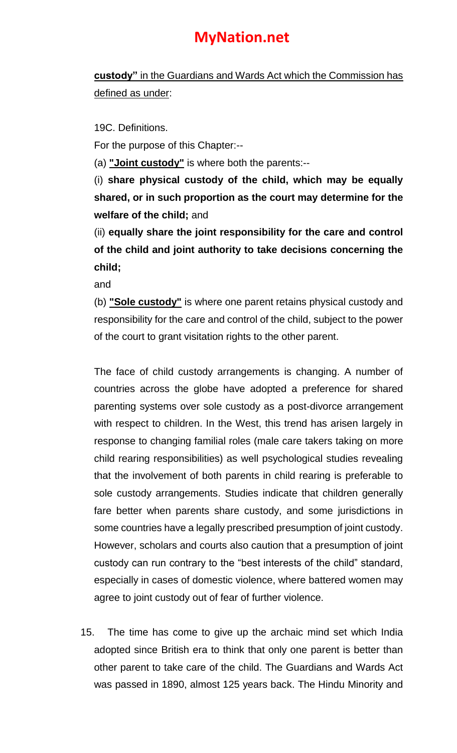**custody"** in the Guardians and Wards Act which the Commission has defined as under:

19C. Definitions.

For the purpose of this Chapter:--

(a) **"Joint custody"** is where both the parents:--

(i) **share physical custody of the child, which may be equally shared, or in such proportion as the court may determine for the welfare of the child;** and

(ii) **equally share the joint responsibility for the care and control of the child and joint authority to take decisions concerning the child;**

and

(b) **"Sole custody"** is where one parent retains physical custody and responsibility for the care and control of the child, subject to the power of the court to grant visitation rights to the other parent.

The face of child custody arrangements is changing. A number of countries across the globe have adopted a preference for shared parenting systems over sole custody as a post-divorce arrangement with respect to children. In the West, this trend has arisen largely in response to changing familial roles (male care takers taking on more child rearing responsibilities) as well psychological studies revealing that the involvement of both parents in child rearing is preferable to sole custody arrangements. Studies indicate that children generally fare better when parents share custody, and some jurisdictions in some countries have a legally prescribed presumption of joint custody. However, scholars and courts also caution that a presumption of joint custody can run contrary to the "best interests of the child" standard, especially in cases of domestic violence, where battered women may agree to joint custody out of fear of further violence.

15. The time has come to give up the archaic mind set which India adopted since British era to think that only one parent is better than other parent to take care of the child. The Guardians and Wards Act was passed in 1890, almost 125 years back. The Hindu Minority and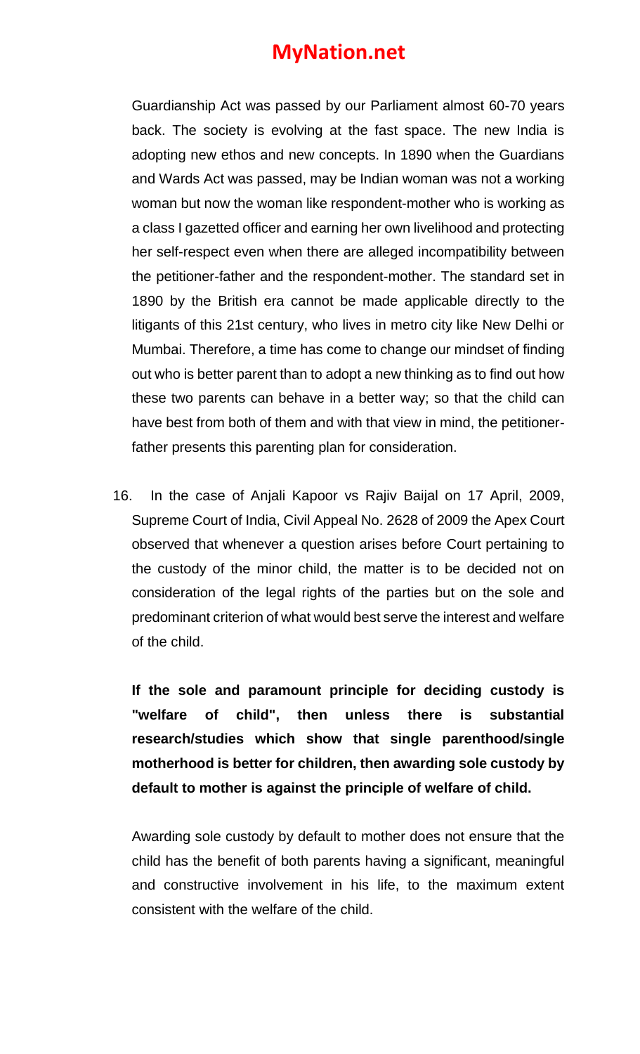Guardianship Act was passed by our Parliament almost 60-70 years back. The society is evolving at the fast space. The new India is adopting new ethos and new concepts. In 1890 when the Guardians and Wards Act was passed, may be Indian woman was not a working woman but now the woman like respondent-mother who is working as a class I gazetted officer and earning her own livelihood and protecting her self-respect even when there are alleged incompatibility between the petitioner-father and the respondent-mother. The standard set in 1890 by the British era cannot be made applicable directly to the litigants of this 21st century, who lives in metro city like New Delhi or Mumbai. Therefore, a time has come to change our mindset of finding out who is better parent than to adopt a new thinking as to find out how these two parents can behave in a better way; so that the child can have best from both of them and with that view in mind, the petitioner-father presents this parenting plan for consideration.

16. In the case of Anjali Kapoor vs Rajiv Baijal on 17 April, 2009, Supreme Court of India, Civil Appeal No. 2628 of 2009 the Apex Court observed that whenever a question arises before Court pertaining to the custody of the minor child, the matter is to be decided not on consideration of the legal rights of the parties but on the sole and predominant criterion of what would best serve the interest and welfare of the child.

**If the sole and paramount principle for deciding custody is "welfare of child", then unless there is substantial research/studies which show that single parenthood/single motherhood is better for children, then awarding sole custody by default to mother is against the principle of welfare of child.**

Awarding sole custody by default to mother does not ensure that the child has the benefit of both parents having a significant, meaningful and constructive involvement in his life, to the maximum extent consistent with the welfare of the child.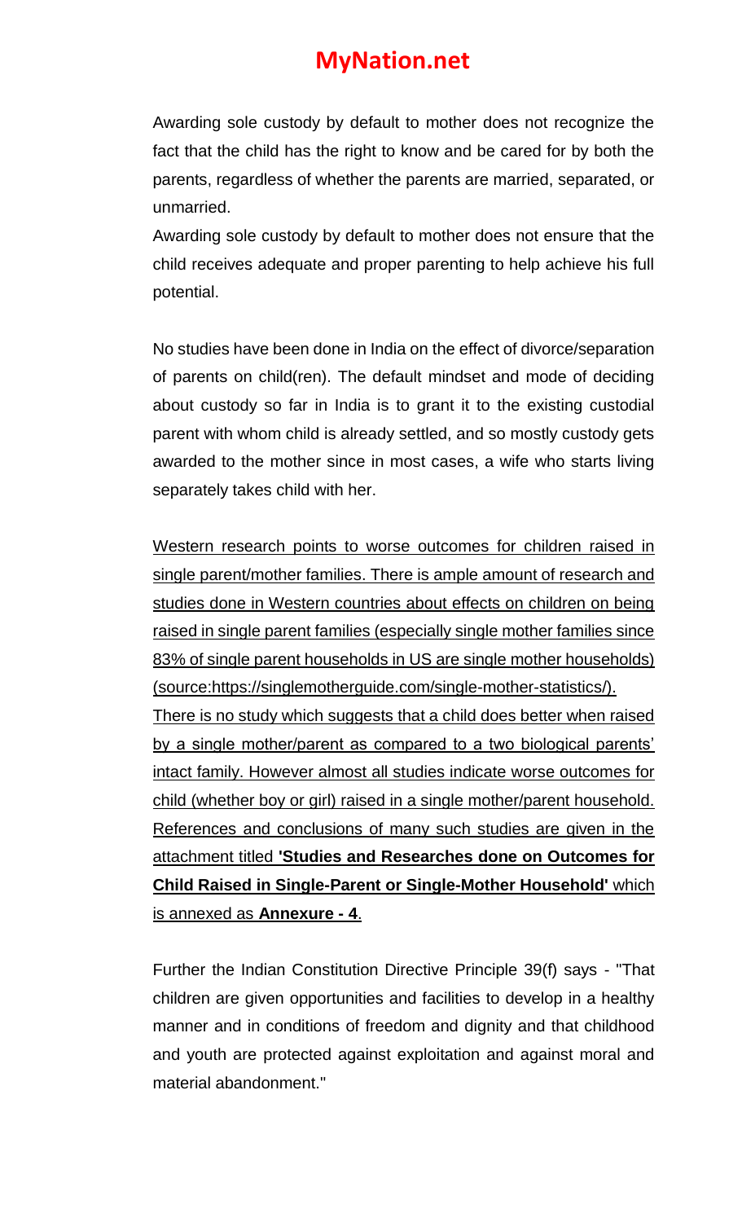Awarding sole custody by default to mother does not recognize the fact that the child has the right to know and be cared for by both the parents, regardless of whether the parents are married, separated, or unmarried.

Awarding sole custody by default to mother does not ensure that the child receives adequate and proper parenting to help achieve his full potential.

No studies have been done in India on the effect of divorce/separation of parents on child(ren). The default mindset and mode of deciding about custody so far in India is to grant it to the existing custodial parent with whom child is already settled, and so mostly custody gets awarded to the mother since in most cases, a wife who starts living separately takes child with her.

<u>Western research points to worse outcomes for children raised in single parent/mother families. There is ample amount of research and studies done in Western countries about effects on children on being raised in single parent families (especially single mother families since 83% of single parent households in US are single mother households) (source:https://singlemotherguide.com/single-mother-statistics/).</u>

<u>There is no study which suggests that a child does better when raised by a single mother/parent as compared to a two biological parents' intact family. However almost all studies indicate worse outcomes for child (whether boy or girl) raised in a single mother/parent household. References and conclusions of many such studies are given in the attachment titled **'Studies and Researches done on Outcomes for Child Raised in Single-Parent or Single-Mother Household'** which is annexed as **Annexure - 4**.</u>

Further the Indian Constitution Directive Principle 39(f) says - "That children are given opportunities and facilities to develop in a healthy manner and in conditions of freedom and dignity and that childhood and youth are protected against exploitation and against moral and material abandonment."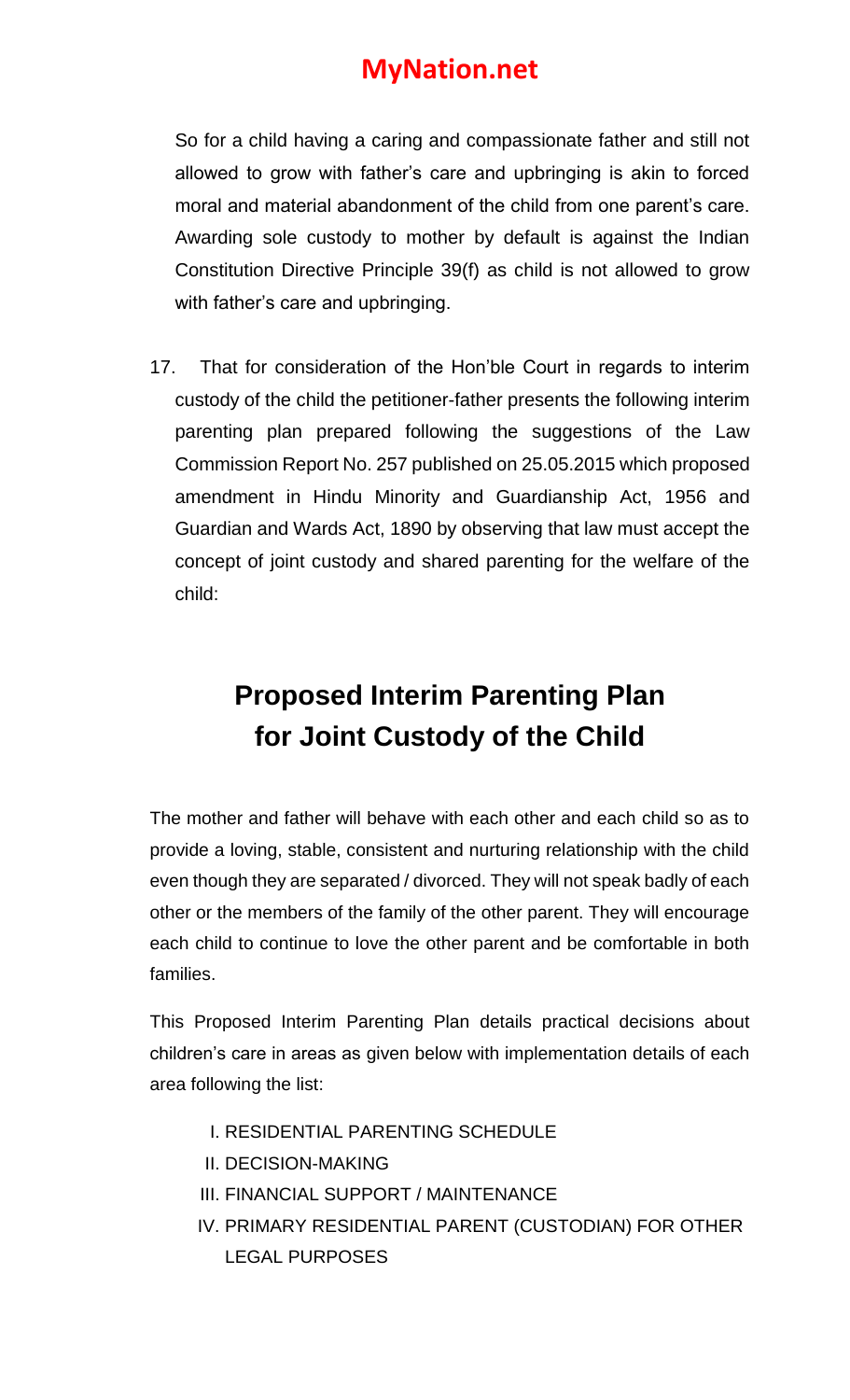So for a child having a caring and compassionate father and still not allowed to grow with father's care and upbringing is akin to forced moral and material abandonment of the child from one parent's care. Awarding sole custody to mother by default is against the Indian Constitution Directive Principle 39(f) as child is not allowed to grow with father's care and upbringing.

17. That for consideration of the Hon'ble Court in regards to interim custody of the child the petitioner-father presents the following interim parenting plan prepared following the suggestions of the Law Commission Report No. 257 published on 25.05.2015 which proposed amendment in Hindu Minority and Guardianship Act, 1956 and Guardian and Wards Act, 1890 by observing that law must accept the concept of joint custody and shared parenting for the welfare of the child:

## Proposed Interim Parenting Plan for Joint Custody of the Child

The mother and father will behave with each other and each child so as to provide a loving, stable, consistent and nurturing relationship with the child even though they are separated / divorced. They will not speak badly of each other or the members of the family of the other parent. They will encourage each child to continue to love the other parent and be comfortable in both families.

This Proposed Interim Parenting Plan details practical decisions about children's care in areas as given below with implementation details of each area following the list:

I. RESIDENTIAL PARENTING SCHEDULE
II. DECISION-MAKING
III. FINANCIAL SUPPORT / MAINTENANCE
IV. PRIMARY RESIDENTIAL PARENT (CUSTODIAN) FOR OTHER LEGAL PURPOSES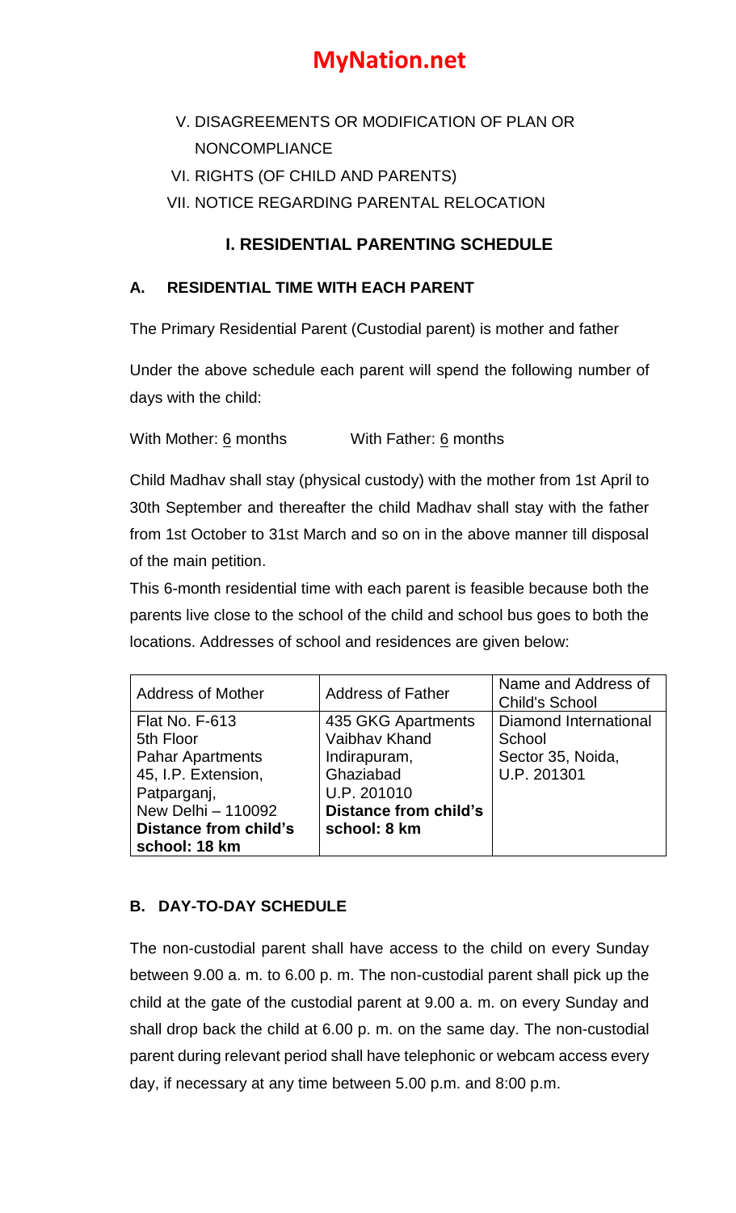V. DISAGREEMENTS OR MODIFICATION OF PLAN OR NONCOMPLIANCE

VI. RIGHTS (OF CHILD AND PARENTS)

VII. NOTICE REGARDING PARENTAL RELOCATION

## I. RESIDENTIAL PARENTING SCHEDULE

### A. RESIDENTIAL TIME WITH EACH PARENT

The Primary Residential Parent (Custodial parent) is mother and father

Under the above schedule each parent will spend the following number of days with the child:

With Mother: 6 months With Father: 6 months

Child Madhav shall stay (physical custody) with the mother from 1st April to 30th September and thereafter the child Madhav shall stay with the father from 1st October to 31st March and so on in the above manner till disposal of the main petition.

This 6-month residential time with each parent is feasible because both the parents live close to the school of the child and school bus goes to both the locations. Addresses of school and residences are given below:

| Address of Mother | Address of Father | Name and Address of Child's School |
|---|---|---|
| Flat No. F-613<br>5th Floor<br>Pahar Apartments<br>45, I.P. Extension,<br>Patparganj,<br>New Delhi – 110092<br>**Distance from child's school: 18 km** | 435 GKG Apartments<br>Vaibhav Khand<br>Indirapuram,<br>Ghaziabad<br>U.P. 201010<br>**Distance from child's school: 8 km** | Diamond International School<br>Sector 35, Noida,<br>U.P. 201301 |

### B. DAY-TO-DAY SCHEDULE

The non-custodial parent shall have access to the child on every Sunday between 9.00 a. m. to 6.00 p. m. The non-custodial parent shall pick up the child at the gate of the custodial parent at 9.00 a. m. on every Sunday and shall drop back the child at 6.00 p. m. on the same day. The non-custodial parent during relevant period shall have telephonic or webcam access every day, if necessary at any time between 5.00 p.m. and 8:00 p.m.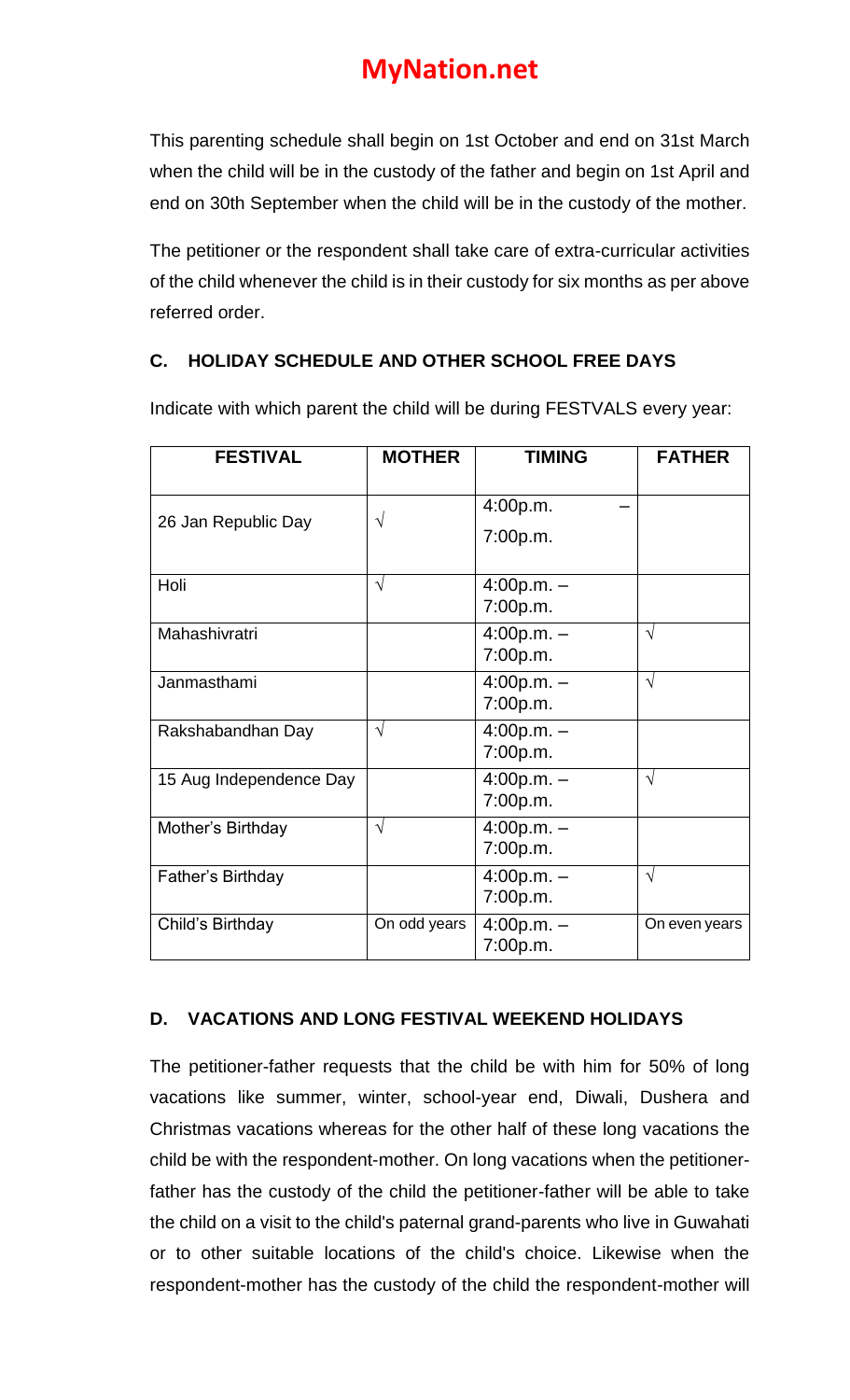This parenting schedule shall begin on 1st October and end on 31st March when the child will be in the custody of the father and begin on 1st April and end on 30th September when the child will be in the custody of the mother.

The petitioner or the respondent shall take care of extra-curricular activities of the child whenever the child is in their custody for six months as per above referred order.

### C. HOLIDAY SCHEDULE AND OTHER SCHOOL FREE DAYS

Indicate with which parent the child will be during FESTVALS every year:

| FESTIVAL | MOTHER | TIMING | FATHER |
|---|---|---|---|
| 26 Jan Republic Day | √ | 4:00p.m. – 7:00p.m. | |
| Holi | √ | 4:00p.m. – 7:00p.m. | |
| Mahashivratri | | 4:00p.m. – 7:00p.m. | √ |
| Janmasthami | | 4:00p.m. – 7:00p.m. | √ |
| Rakshabandhan Day | √ | 4:00p.m. – 7:00p.m. | |
| 15 Aug Independence Day | | 4:00p.m. – 7:00p.m. | √ |
| Mother's Birthday | √ | 4:00p.m. – 7:00p.m. | |
| Father's Birthday | | 4:00p.m. – 7:00p.m. | √ |
| Child's Birthday | On odd years | 4:00p.m. – 7:00p.m. | On even years |

### D. VACATIONS AND LONG FESTIVAL WEEKEND HOLIDAYS

The petitioner-father requests that the child be with him for 50% of long vacations like summer, winter, school-year end, Diwali, Dushera and Christmas vacations whereas for the other half of these long vacations the child be with the respondent-mother. On long vacations when the petitioner-father has the custody of the child the petitioner-father will be able to take the child on a visit to the child's paternal grand-parents who live in Guwahati or to other suitable locations of the child's choice. Likewise when the respondent-mother has the custody of the child the respondent-mother will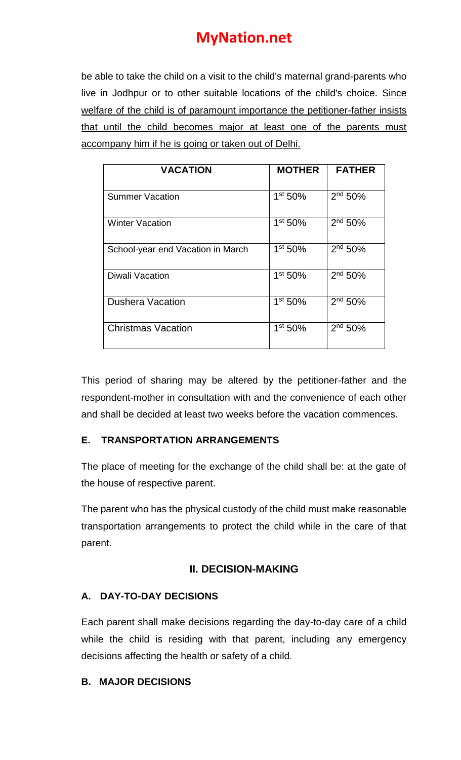be able to take the child on a visit to the child's maternal grand-parents who live in Jodhpur or to other suitable locations of the child's choice. Since welfare of the child is of paramount importance the petitioner-father insists that until the child becomes major at least one of the parents must accompany him if he is going or taken out of Delhi.

| VACATION | MOTHER | FATHER |
|---|---|---|
| Summer Vacation | 1st 50% | 2nd 50% |
| Winter Vacation | 1st 50% | 2nd 50% |
| School-year end Vacation in March | 1st 50% | 2nd 50% |
| Diwali Vacation | 1st 50% | 2nd 50% |
| Dushera Vacation | 1st 50% | 2nd 50% |
| Christmas Vacation | 1st 50% | 2nd 50% |

This period of sharing may be altered by the petitioner-father and the respondent-mother in consultation with and the convenience of each other and shall be decided at least two weeks before the vacation commences.

### E. TRANSPORTATION ARRANGEMENTS

The place of meeting for the exchange of the child shall be: at the gate of the house of respective parent.

The parent who has the physical custody of the child must make reasonable transportation arrangements to protect the child while in the care of that parent.

## II. DECISION-MAKING

### A. DAY-TO-DAY DECISIONS

Each parent shall make decisions regarding the day-to-day care of a child while the child is residing with that parent, including any emergency decisions affecting the health or safety of a child.

### B. MAJOR DECISIONS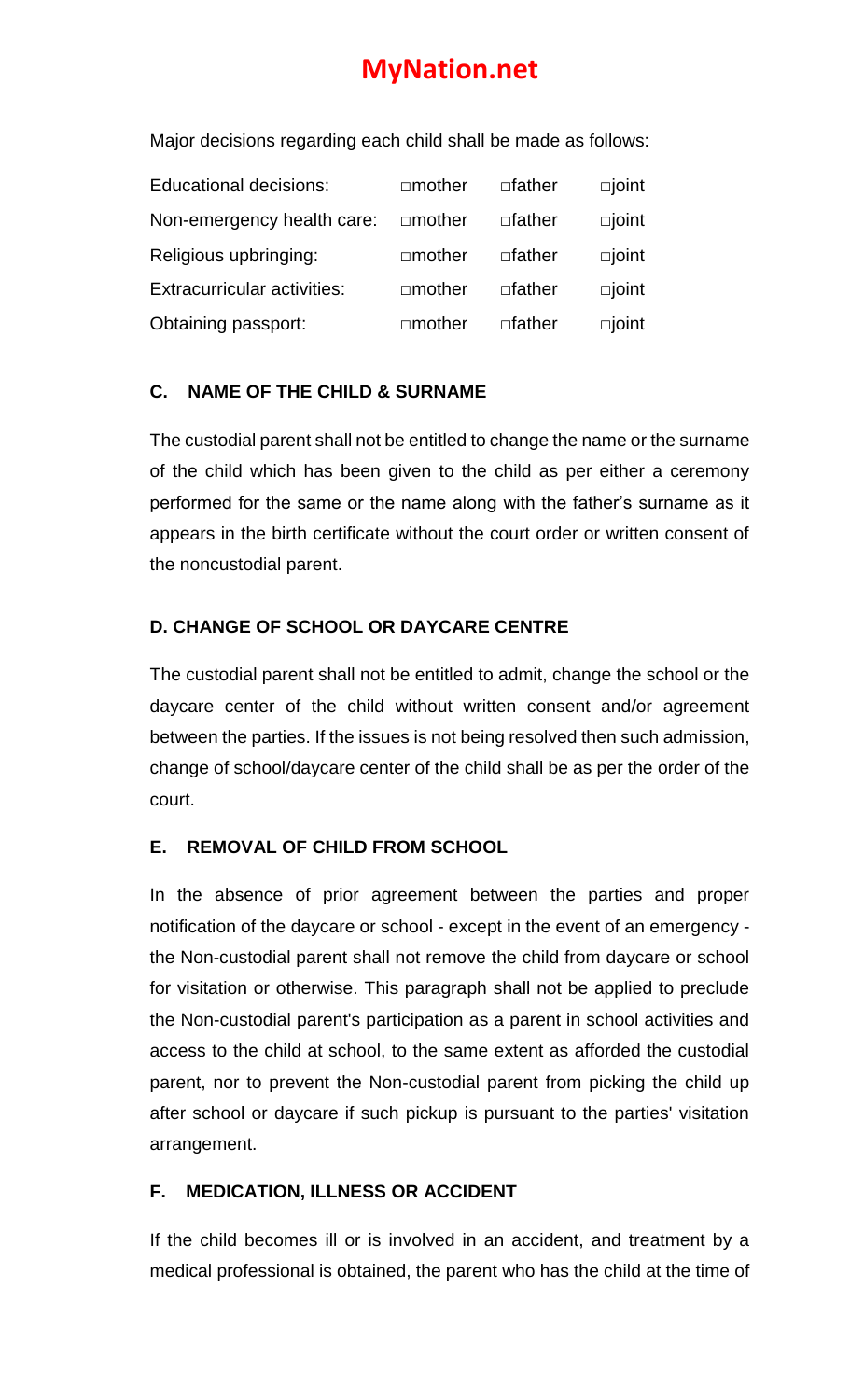Major decisions regarding each child shall be made as follows:

| | | | |
|---|---|---|---|
| Educational decisions: | □mother | □father | □joint |
| Non-emergency health care: | □mother | □father | □joint |
| Religious upbringing: | □mother | □father | □joint |
| Extracurricular activities: | □mother | □father | □joint |
| Obtaining passport: | □mother | □father | □joint |

#### C. NAME OF THE CHILD & SURNAME

The custodial parent shall not be entitled to change the name or the surname of the child which has been given to the child as per either a ceremony performed for the same or the name along with the father's surname as it appears in the birth certificate without the court order or written consent of the noncustodial parent.

#### D. CHANGE OF SCHOOL OR DAYCARE CENTRE

The custodial parent shall not be entitled to admit, change the school or the daycare center of the child without written consent and/or agreement between the parties. If the issues is not being resolved then such admission, change of school/daycare center of the child shall be as per the order of the court.

#### E. REMOVAL OF CHILD FROM SCHOOL

In the absence of prior agreement between the parties and proper notification of the daycare or school - except in the event of an emergency - the Non-custodial parent shall not remove the child from daycare or school for visitation or otherwise. This paragraph shall not be applied to preclude the Non-custodial parent's participation as a parent in school activities and access to the child at school, to the same extent as afforded the custodial parent, nor to prevent the Non-custodial parent from picking the child up after school or daycare if such pickup is pursuant to the parties' visitation arrangement.

#### F. MEDICATION, ILLNESS OR ACCIDENT

If the child becomes ill or is involved in an accident, and treatment by a medical professional is obtained, the parent who has the child at the time of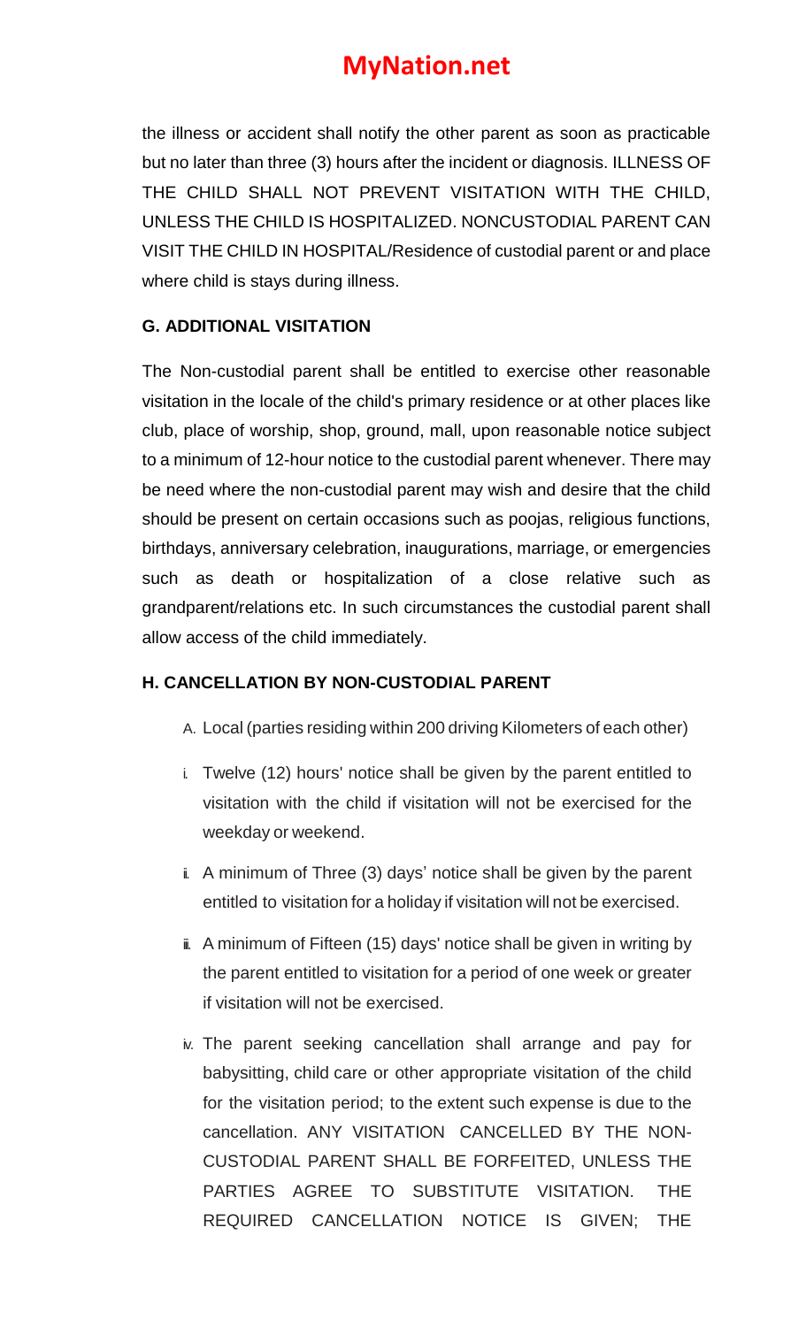the illness or accident shall notify the other parent as soon as practicable but no later than three (3) hours after the incident or diagnosis. ILLNESS OF THE CHILD SHALL NOT PREVENT VISITATION WITH THE CHILD, UNLESS THE CHILD IS HOSPITALIZED. NONCUSTODIAL PARENT CAN VISIT THE CHILD IN HOSPITAL/Residence of custodial parent or and place where child is stays during illness.

**G. ADDITIONAL VISITATION**

The Non-custodial parent shall be entitled to exercise other reasonable visitation in the locale of the child's primary residence or at other places like club, place of worship, shop, ground, mall, upon reasonable notice subject to a minimum of 12-hour notice to the custodial parent whenever. There may be need where the non-custodial parent may wish and desire that the child should be present on certain occasions such as poojas, religious functions, birthdays, anniversary celebration, inaugurations, marriage, or emergencies such as death or hospitalization of a close relative such as grandparent/relations etc. In such circumstances the custodial parent shall allow access of the child immediately.

**H. CANCELLATION BY NON-CUSTODIAL PARENT**

A. Local (parties residing within 200 driving Kilometers of each other)

i. Twelve (12) hours' notice shall be given by the parent entitled to visitation with the child if visitation will not be exercised for the weekday or weekend.

ii. A minimum of Three (3) days' notice shall be given by the parent entitled to visitation for a holiday if visitation will not be exercised.

iii. A minimum of Fifteen (15) days' notice shall be given in writing by the parent entitled to visitation for a period of one week or greater if visitation will not be exercised.

iv. The parent seeking cancellation shall arrange and pay for babysitting, child care or other appropriate visitation of the child for the visitation period; to the extent such expense is due to the cancellation. ANY VISITATION CANCELLED BY THE NON-CUSTODIAL PARENT SHALL BE FORFEITED, UNLESS THE PARTIES AGREE TO SUBSTITUTE VISITATION. THE REQUIRED CANCELLATION NOTICE IS GIVEN; THE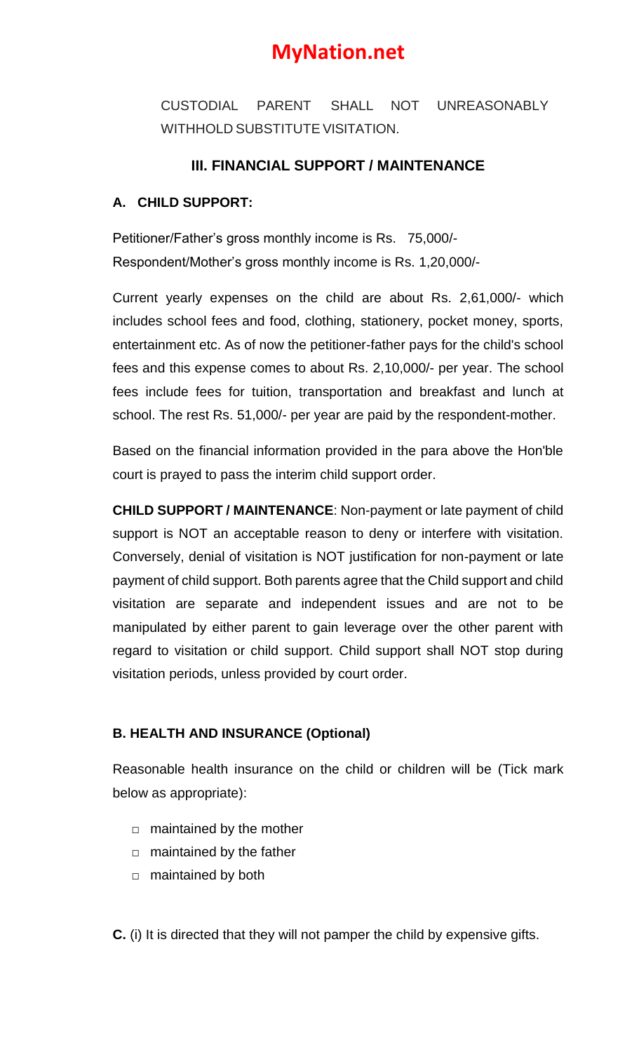CUSTODIAL PARENT SHALL NOT UNREASONABLY WITHHOLD SUBSTITUTE VISITATION.

## III. FINANCIAL SUPPORT / MAINTENANCE

### A. CHILD SUPPORT:

Petitioner/Father's gross monthly income is Rs. 75,000/-
Respondent/Mother's gross monthly income is Rs. 1,20,000/-

Current yearly expenses on the child are about Rs. 2,61,000/- which includes school fees and food, clothing, stationery, pocket money, sports, entertainment etc. As of now the petitioner-father pays for the child's school fees and this expense comes to about Rs. 2,10,000/- per year. The school fees include fees for tuition, transportation and breakfast and lunch at school. The rest Rs. 51,000/- per year are paid by the respondent-mother.

Based on the financial information provided in the para above the Hon'ble court is prayed to pass the interim child support order.

**CHILD SUPPORT / MAINTENANCE**: Non-payment or late payment of child support is NOT an acceptable reason to deny or interfere with visitation. Conversely, denial of visitation is NOT justification for non-payment or late payment of child support. Both parents agree that the Child support and child visitation are separate and independent issues and are not to be manipulated by either parent to gain leverage over the other parent with regard to visitation or child support. Child support shall NOT stop during visitation periods, unless provided by court order.

### B. HEALTH AND INSURANCE (Optional)

Reasonable health insurance on the child or children will be (Tick mark below as appropriate):

- ☐ maintained by the mother
- ☐ maintained by the father
- ☐ maintained by both

**C.** (i) It is directed that they will not pamper the child by expensive gifts.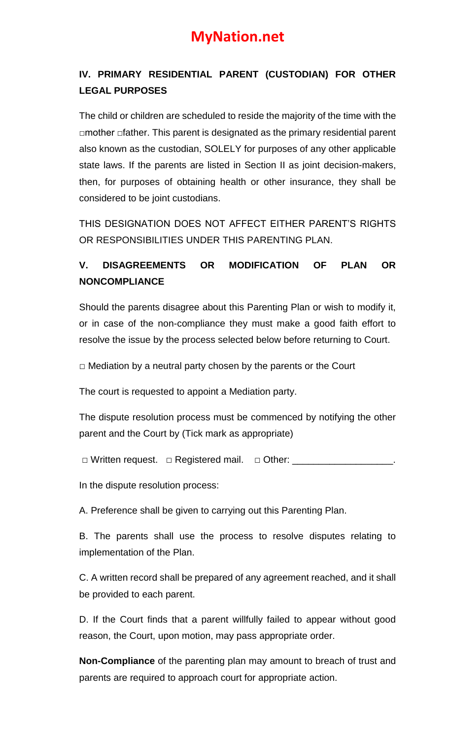## IV. PRIMARY RESIDENTIAL PARENT (CUSTODIAN) FOR OTHER LEGAL PURPOSES

The child or children are scheduled to reside the majority of the time with the □mother □father. This parent is designated as the primary residential parent also known as the custodian, SOLELY for purposes of any other applicable state laws. If the parents are listed in Section II as joint decision-makers, then, for purposes of obtaining health or other insurance, they shall be considered to be joint custodians.

THIS DESIGNATION DOES NOT AFFECT EITHER PARENT'S RIGHTS OR RESPONSIBILITIES UNDER THIS PARENTING PLAN.

## V. DISAGREEMENTS OR MODIFICATION OF PLAN OR NONCOMPLIANCE

Should the parents disagree about this Parenting Plan or wish to modify it, or in case of the non-compliance they must make a good faith effort to resolve the issue by the process selected below before returning to Court.

□ Mediation by a neutral party chosen by the parents or the Court

The court is requested to appoint a Mediation party.

The dispute resolution process must be commenced by notifying the other parent and the Court by (Tick mark as appropriate)

□ Written request. □ Registered mail. □ Other: ___________________.

In the dispute resolution process:

A. Preference shall be given to carrying out this Parenting Plan.

B. The parents shall use the process to resolve disputes relating to implementation of the Plan.

C. A written record shall be prepared of any agreement reached, and it shall be provided to each parent.

D. If the Court finds that a parent willfully failed to appear without good reason, the Court, upon motion, may pass appropriate order.

**Non-Compliance** of the parenting plan may amount to breach of trust and parents are required to approach court for appropriate action.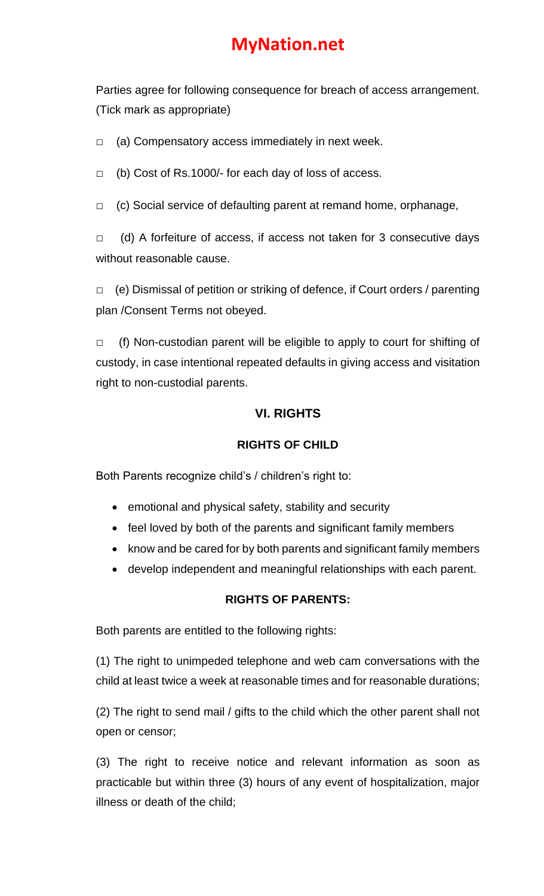Parties agree for following consequence for breach of access arrangement. (Tick mark as appropriate)

□ (a) Compensatory access immediately in next week.

□ (b) Cost of Rs.1000/- for each day of loss of access.

□ (c) Social service of defaulting parent at remand home, orphanage,

□ (d) A forfeiture of access, if access not taken for 3 consecutive days without reasonable cause.

□ (e) Dismissal of petition or striking of defence, if Court orders / parenting plan /Consent Terms not obeyed.

□ (f) Non-custodian parent will be eligible to apply to court for shifting of custody, in case intentional repeated defaults in giving access and visitation right to non-custodial parents.

## VI. RIGHTS

### RIGHTS OF CHILD

Both Parents recognize child's / children's right to:

- emotional and physical safety, stability and security
- feel loved by both of the parents and significant family members
- know and be cared for by both parents and significant family members
- develop independent and meaningful relationships with each parent.

### RIGHTS OF PARENTS:

Both parents are entitled to the following rights:

(1) The right to unimpeded telephone and web cam conversations with the child at least twice a week at reasonable times and for reasonable durations;

(2) The right to send mail / gifts to the child which the other parent shall not open or censor;

(3) The right to receive notice and relevant information as soon as practicable but within three (3) hours of any event of hospitalization, major illness or death of the child;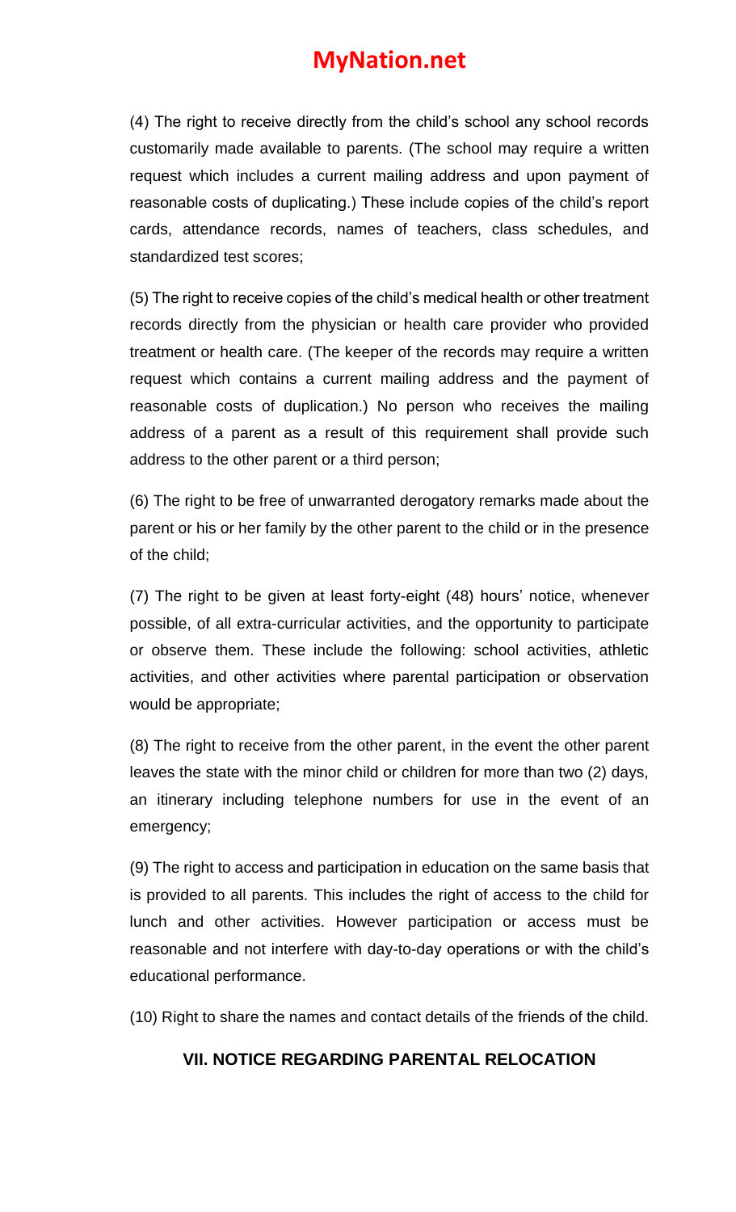(4) The right to receive directly from the child's school any school records customarily made available to parents. (The school may require a written request which includes a current mailing address and upon payment of reasonable costs of duplicating.) These include copies of the child's report cards, attendance records, names of teachers, class schedules, and standardized test scores;

(5) The right to receive copies of the child's medical health or other treatment records directly from the physician or health care provider who provided treatment or health care. (The keeper of the records may require a written request which contains a current mailing address and the payment of reasonable costs of duplication.) No person who receives the mailing address of a parent as a result of this requirement shall provide such address to the other parent or a third person;

(6) The right to be free of unwarranted derogatory remarks made about the parent or his or her family by the other parent to the child or in the presence of the child;

(7) The right to be given at least forty-eight (48) hours' notice, whenever possible, of all extra-curricular activities, and the opportunity to participate or observe them. These include the following: school activities, athletic activities, and other activities where parental participation or observation would be appropriate;

(8) The right to receive from the other parent, in the event the other parent leaves the state with the minor child or children for more than two (2) days, an itinerary including telephone numbers for use in the event of an emergency;

(9) The right to access and participation in education on the same basis that is provided to all parents. This includes the right of access to the child for lunch and other activities. However participation or access must be reasonable and not interfere with day-to-day operations or with the child's educational performance.

(10) Right to share the names and contact details of the friends of the child.

## VII. NOTICE REGARDING PARENTAL RELOCATION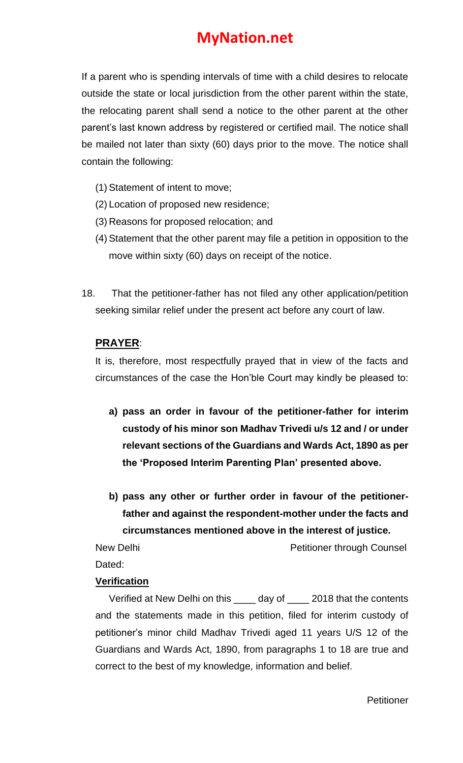If a parent who is spending intervals of time with a child desires to relocate outside the state or local jurisdiction from the other parent within the state, the relocating parent shall send a notice to the other parent at the other parent's last known address by registered or certified mail. The notice shall be mailed not later than sixty (60) days prior to the move. The notice shall contain the following:

(1) Statement of intent to move;
(2) Location of proposed new residence;
(3) Reasons for proposed relocation; and
(4) Statement that the other parent may file a petition in opposition to the move within sixty (60) days on receipt of the notice.

18. That the petitioner-father has not filed any other application/petition seeking similar relief under the present act before any court of law.

**PRAYER**:

It is, therefore, most respectfully prayed that in view of the facts and circumstances of the case the Hon'ble Court may kindly be pleased to:

a) **pass an order in favour of the petitioner-father for interim custody of his minor son Madhav Trivedi u/s 12 and / or under relevant sections of the Guardians and Wards Act, 1890 as per the 'Proposed Interim Parenting Plan' presented above.**

b) **pass any other or further order in favour of the petitioner-father and against the respondent-mother under the facts and circumstances mentioned above in the interest of justice.**

New Delhi — Petitioner through Counsel

Dated:

**Verification**

Verified at New Delhi on this \_\_\_\_ day of \_\_\_\_ 2018 that the contents and the statements made in this petition, filed for interim custody of petitioner's minor child Madhav Trivedi aged 11 years U/S 12 of the Guardians and Wards Act, 1890, from paragraphs 1 to 18 are true and correct to the best of my knowledge, information and belief.

Petitioner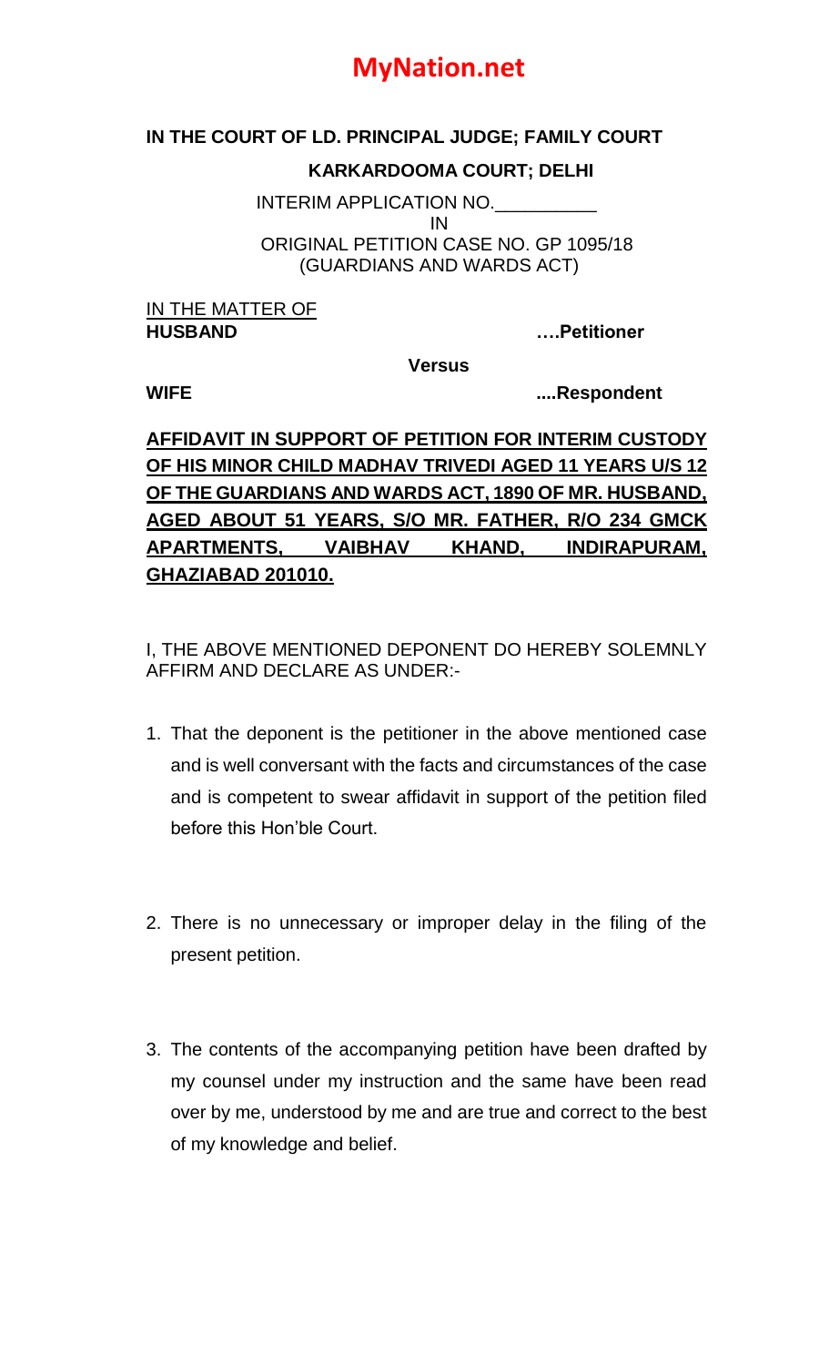**IN THE COURT OF LD. PRINCIPAL JUDGE; FAMILY COURT**

**KARKARDOOMA COURT; DELHI**

INTERIM APPLICATION NO.__________
IN
ORIGINAL PETITION CASE NO. GP 1095/18
(GUARDIANS AND WARDS ACT)

IN THE MATTER OF

**HUSBAND ….Petitioner**

**Versus**

**WIFE ....Respondent**

**AFFIDAVIT IN SUPPORT OF PETITION FOR INTERIM CUSTODY OF HIS MINOR CHILD MADHAV TRIVEDI AGED 11 YEARS U/S 12 OF THE GUARDIANS AND WARDS ACT, 1890 OF MR. HUSBAND, AGED ABOUT 51 YEARS, S/O MR. FATHER, R/O 234 GMCK APARTMENTS, VAIBHAV KHAND, INDIRAPURAM, GHAZIABAD 201010.**

I, THE ABOVE MENTIONED DEPONENT DO HEREBY SOLEMNLY AFFIRM AND DECLARE AS UNDER:-

1. That the deponent is the petitioner in the above mentioned case and is well conversant with the facts and circumstances of the case and is competent to swear affidavit in support of the petition filed before this Hon'ble Court.

2. There is no unnecessary or improper delay in the filing of the present petition.

3. The contents of the accompanying petition have been drafted by my counsel under my instruction and the same have been read over by me, understood by me and are true and correct to the best of my knowledge and belief.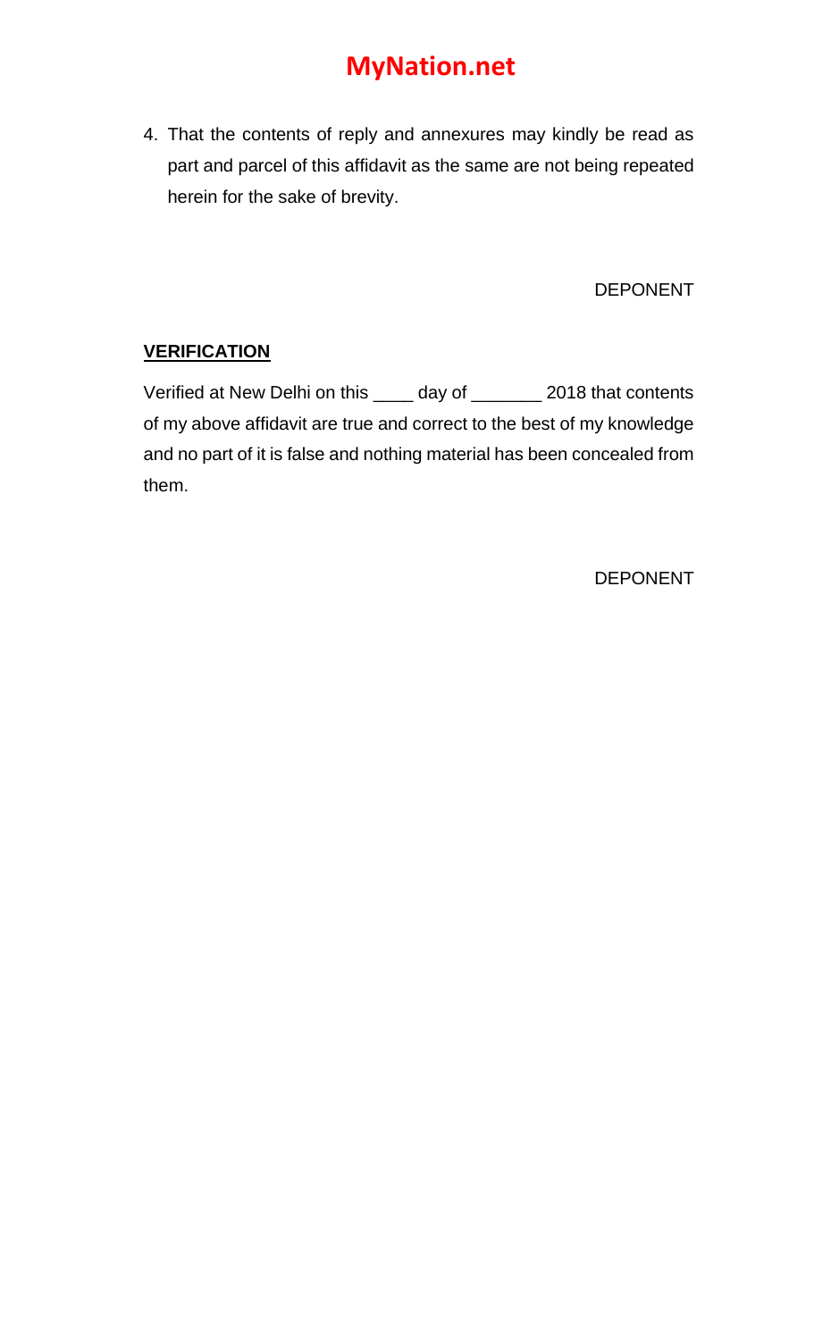4. That the contents of reply and annexures may kindly be read as part and parcel of this affidavit as the same are not being repeated herein for the sake of brevity.

DEPONENT

**VERIFICATION**

Verified at New Delhi on this ____ day of _______ 2018 that contents of my above affidavit are true and correct to the best of my knowledge and no part of it is false and nothing material has been concealed from them.

DEPONENT